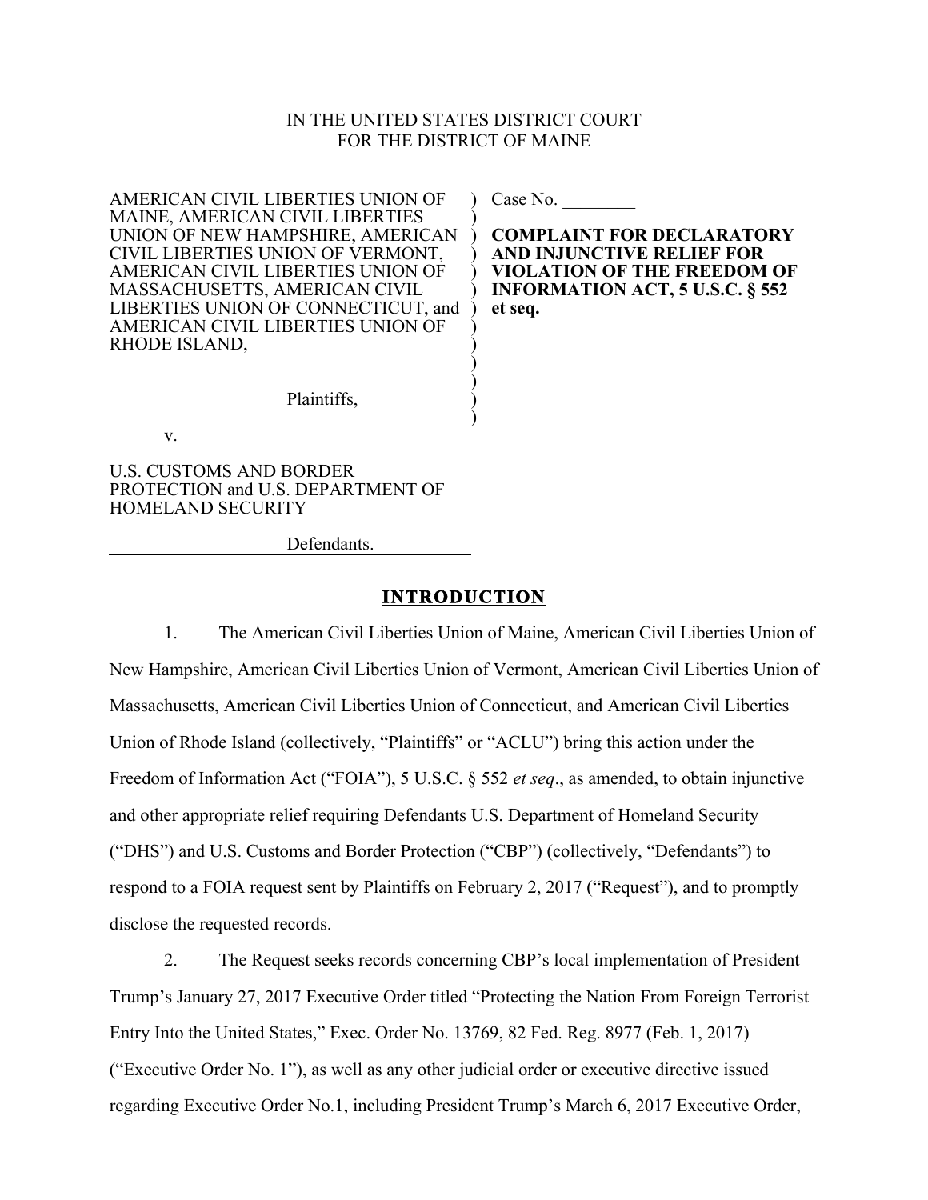IN THE UNITED STATES DISTRICT COURT
FOR THE DISTRICT OF MAINE

AMERICAN CIVIL LIBERTIES UNION OF MAINE, AMERICAN CIVIL LIBERTIES UNION OF NEW HAMPSHIRE, AMERICAN CIVIL LIBERTIES UNION OF VERMONT, AMERICAN CIVIL LIBERTIES UNION OF MASSACHUSETTS, AMERICAN CIVIL LIBERTIES UNION OF CONNECTICUT, and AMERICAN CIVIL LIBERTIES UNION OF RHODE ISLAND,

Plaintiffs,

v.

U.S. CUSTOMS AND BORDER PROTECTION and U.S. DEPARTMENT OF HOMELAND SECURITY

Defendants.

Case No. ________

**COMPLAINT FOR DECLARATORY AND INJUNCTIVE RELIEF FOR VIOLATION OF THE FREEDOM OF INFORMATION ACT, 5 U.S.C. § 552 et seq.**

## INTRODUCTION

1. The American Civil Liberties Union of Maine, American Civil Liberties Union of New Hampshire, American Civil Liberties Union of Vermont, American Civil Liberties Union of Massachusetts, American Civil Liberties Union of Connecticut, and American Civil Liberties Union of Rhode Island (collectively, "Plaintiffs" or "ACLU") bring this action under the Freedom of Information Act ("FOIA"), 5 U.S.C. § 552 *et seq*., as amended, to obtain injunctive and other appropriate relief requiring Defendants U.S. Department of Homeland Security ("DHS") and U.S. Customs and Border Protection ("CBP") (collectively, "Defendants") to respond to a FOIA request sent by Plaintiffs on February 2, 2017 ("Request"), and to promptly disclose the requested records.

2. The Request seeks records concerning CBP's local implementation of President Trump's January 27, 2017 Executive Order titled "Protecting the Nation From Foreign Terrorist Entry Into the United States," Exec. Order No. 13769, 82 Fed. Reg. 8977 (Feb. 1, 2017) ("Executive Order No. 1"), as well as any other judicial order or executive directive issued regarding Executive Order No.1, including President Trump's March 6, 2017 Executive Order,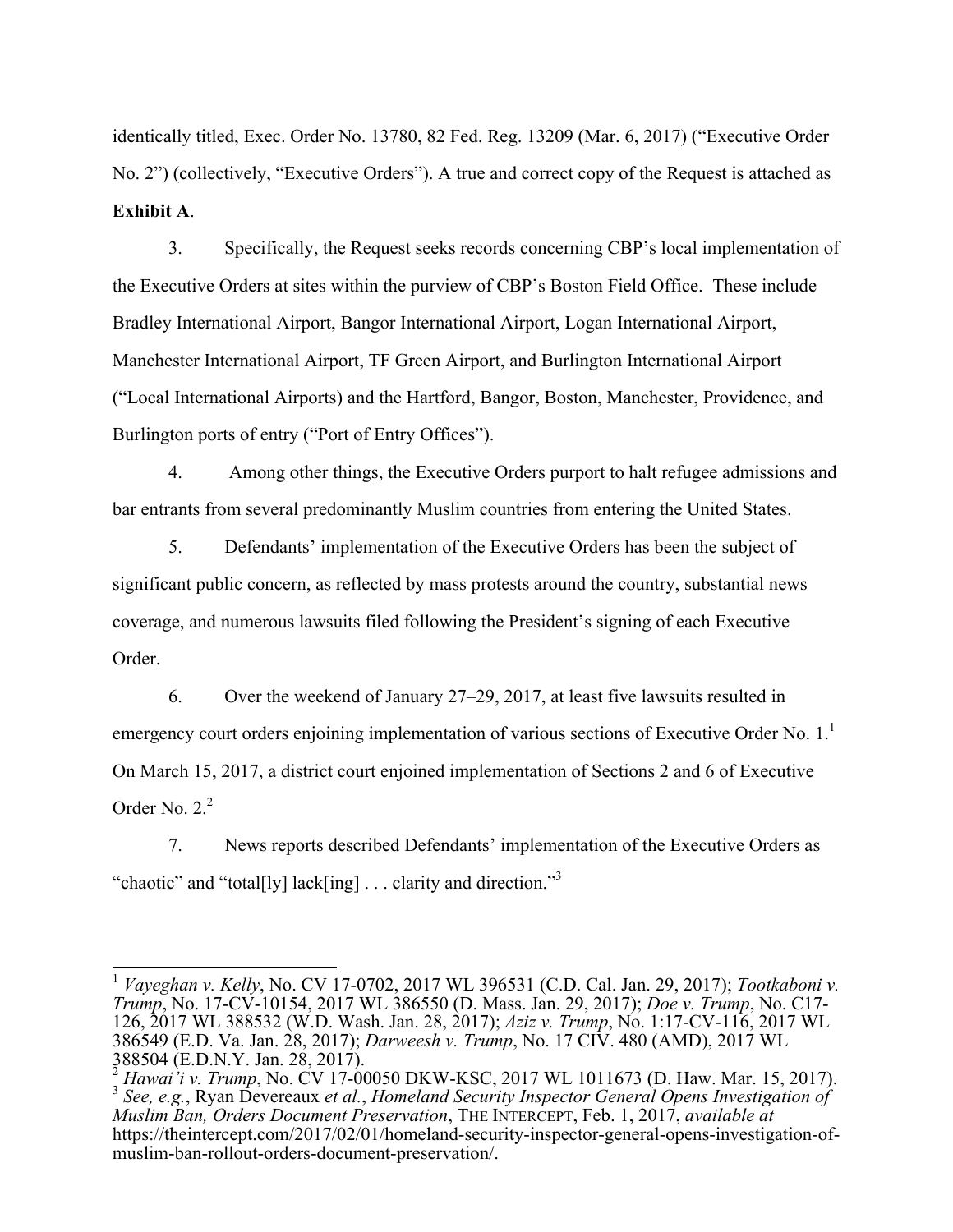identically titled, Exec. Order No. 13780, 82 Fed. Reg. 13209 (Mar. 6, 2017) ("Executive Order No. 2") (collectively, "Executive Orders"). A true and correct copy of the Request is attached as **Exhibit A**.

3. Specifically, the Request seeks records concerning CBP's local implementation of the Executive Orders at sites within the purview of CBP's Boston Field Office. These include Bradley International Airport, Bangor International Airport, Logan International Airport, Manchester International Airport, TF Green Airport, and Burlington International Airport ("Local International Airports) and the Hartford, Bangor, Boston, Manchester, Providence, and Burlington ports of entry ("Port of Entry Offices").

4. Among other things, the Executive Orders purport to halt refugee admissions and bar entrants from several predominantly Muslim countries from entering the United States.

5. Defendants' implementation of the Executive Orders has been the subject of significant public concern, as reflected by mass protests around the country, substantial news coverage, and numerous lawsuits filed following the President's signing of each Executive Order.

6. Over the weekend of January 27–29, 2017, at least five lawsuits resulted in emergency court orders enjoining implementation of various sections of Executive Order No. 1.[1] On March 15, 2017, a district court enjoined implementation of Sections 2 and 6 of Executive Order No. 2.[2]

7. News reports described Defendants' implementation of the Executive Orders as "chaotic" and "total[ly] lack[ing] . . . clarity and direction."[3]

---

[1] *Vayeghan v. Kelly*, No. CV 17-0702, 2017 WL 396531 (C.D. Cal. Jan. 29, 2017); *Tootkaboni v. Trump*, No. 17-CV-10154, 2017 WL 386550 (D. Mass. Jan. 29, 2017); *Doe v. Trump*, No. C17-126, 2017 WL 388532 (W.D. Wash. Jan. 28, 2017); *Aziz v. Trump*, No. 1:17-CV-116, 2017 WL 386549 (E.D. Va. Jan. 28, 2017); *Darweesh v. Trump*, No. 17 CIV. 480 (AMD), 2017 WL 388504 (E.D.N.Y. Jan. 28, 2017).

[2] *Hawai'i v. Trump*, No. CV 17-00050 DKW-KSC, 2017 WL 1011673 (D. Haw. Mar. 15, 2017).

[3] *See, e.g.*, Ryan Devereaux *et al.*, *Homeland Security Inspector General Opens Investigation of Muslim Ban, Orders Document Preservation*, THE INTERCEPT, Feb. 1, 2017, *available at* https://theintercept.com/2017/02/01/homeland-security-inspector-general-opens-investigation-of-muslim-ban-rollout-orders-document-preservation/.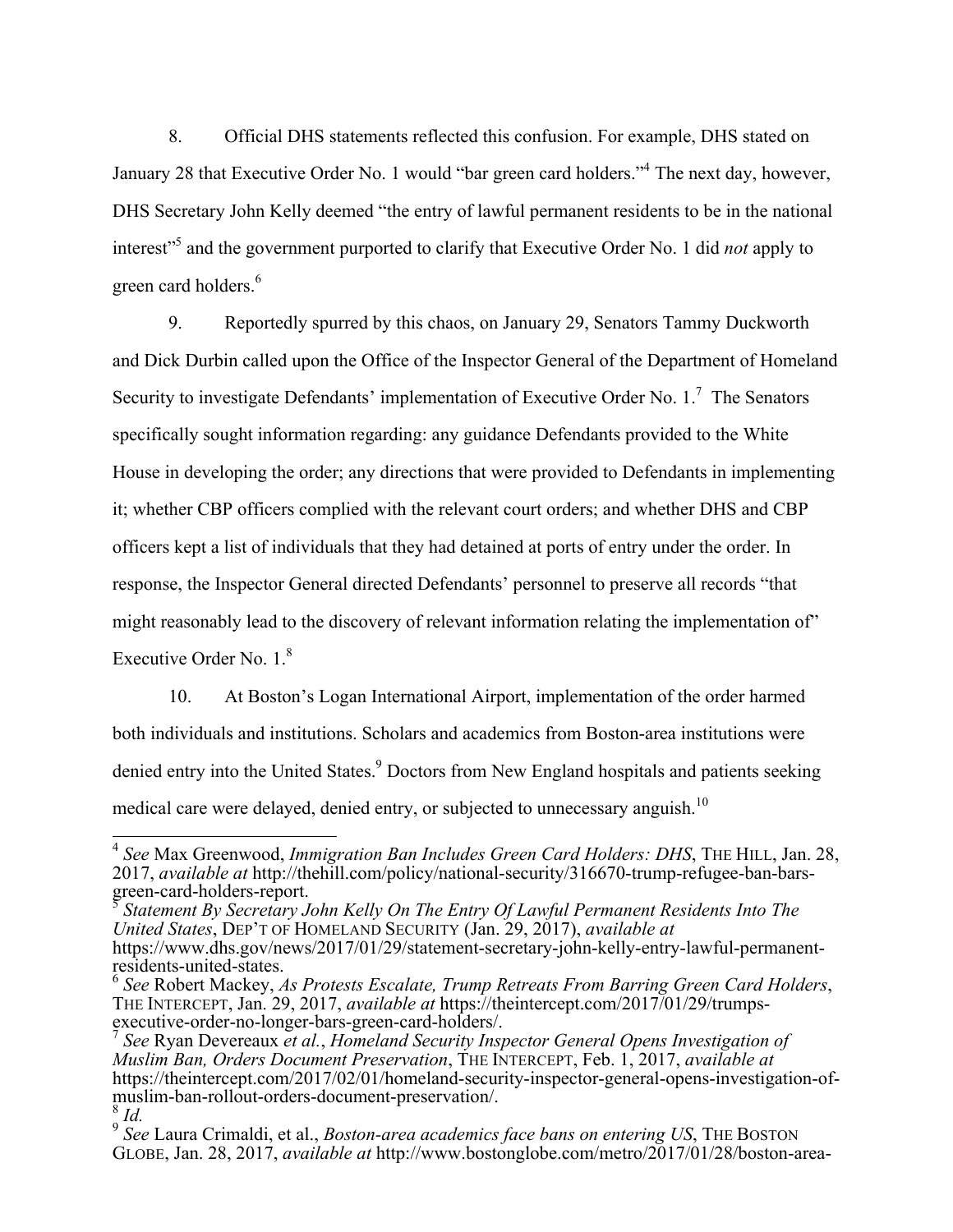8. Official DHS statements reflected this confusion. For example, DHS stated on January 28 that Executive Order No. 1 would "bar green card holders."[4] The next day, however, DHS Secretary John Kelly deemed "the entry of lawful permanent residents to be in the national interest"[5] and the government purported to clarify that Executive Order No. 1 did *not* apply to green card holders.[6]

9. Reportedly spurred by this chaos, on January 29, Senators Tammy Duckworth and Dick Durbin called upon the Office of the Inspector General of the Department of Homeland Security to investigate Defendants' implementation of Executive Order No. 1.[7] The Senators specifically sought information regarding: any guidance Defendants provided to the White House in developing the order; any directions that were provided to Defendants in implementing it; whether CBP officers complied with the relevant court orders; and whether DHS and CBP officers kept a list of individuals that they had detained at ports of entry under the order. In response, the Inspector General directed Defendants' personnel to preserve all records "that might reasonably lead to the discovery of relevant information relating the implementation of" Executive Order No. 1.[8]

10. At Boston's Logan International Airport, implementation of the order harmed both individuals and institutions. Scholars and academics from Boston-area institutions were denied entry into the United States.[9] Doctors from New England hospitals and patients seeking medical care were delayed, denied entry, or subjected to unnecessary anguish.[10]

---

[4] *See* Max Greenwood, *Immigration Ban Includes Green Card Holders: DHS*, THE HILL, Jan. 28, 2017, *available at* http://thehill.com/policy/national-security/316670-trump-refugee-ban-bars-green-card-holders-report.

[5] *Statement By Secretary John Kelly On The Entry Of Lawful Permanent Residents Into The United States*, DEP'T OF HOMELAND SECURITY (Jan. 29, 2017), *available at* https://www.dhs.gov/news/2017/01/29/statement-secretary-john-kelly-entry-lawful-permanent-residents-united-states.

[6] *See* Robert Mackey, *As Protests Escalate, Trump Retreats From Barring Green Card Holders*, THE INTERCEPT, Jan. 29, 2017, *available at* https://theintercept.com/2017/01/29/trumps-executive-order-no-longer-bars-green-card-holders/.

[7] *See* Ryan Devereaux *et al.*, *Homeland Security Inspector General Opens Investigation of Muslim Ban, Orders Document Preservation*, THE INTERCEPT, Feb. 1, 2017, *available at* https://theintercept.com/2017/02/01/homeland-security-inspector-general-opens-investigation-of-muslim-ban-rollout-orders-document-preservation/.

[8] *Id.*

[9] *See* Laura Crimaldi, et al., *Boston-area academics face bans on entering US*, THE BOSTON GLOBE, Jan. 28, 2017, *available at* http://www.bostonglobe.com/metro/2017/01/28/boston-area-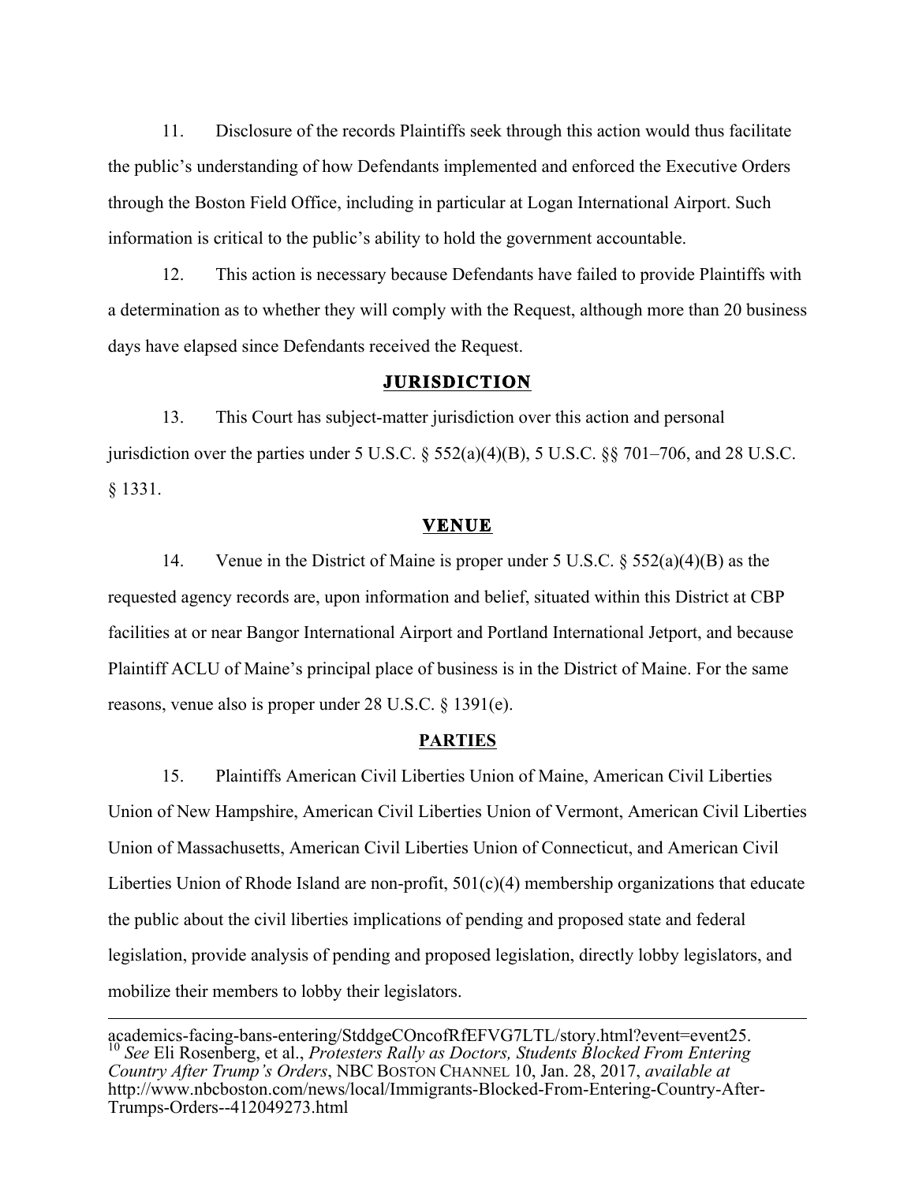11. Disclosure of the records Plaintiffs seek through this action would thus facilitate the public's understanding of how Defendants implemented and enforced the Executive Orders through the Boston Field Office, including in particular at Logan International Airport. Such information is critical to the public's ability to hold the government accountable.

12. This action is necessary because Defendants have failed to provide Plaintiffs with a determination as to whether they will comply with the Request, although more than 20 business days have elapsed since Defendants received the Request.

## JURISDICTION

13. This Court has subject-matter jurisdiction over this action and personal jurisdiction over the parties under 5 U.S.C. § 552(a)(4)(B), 5 U.S.C. §§ 701–706, and 28 U.S.C. § 1331.

## VENUE

14. Venue in the District of Maine is proper under 5 U.S.C. § 552(a)(4)(B) as the requested agency records are, upon information and belief, situated within this District at CBP facilities at or near Bangor International Airport and Portland International Jetport, and because Plaintiff ACLU of Maine's principal place of business is in the District of Maine. For the same reasons, venue also is proper under 28 U.S.C. § 1391(e).

## PARTIES

15. Plaintiffs American Civil Liberties Union of Maine, American Civil Liberties Union of New Hampshire, American Civil Liberties Union of Vermont, American Civil Liberties Union of Massachusetts, American Civil Liberties Union of Connecticut, and American Civil Liberties Union of Rhode Island are non-profit, 501(c)(4) membership organizations that educate the public about the civil liberties implications of pending and proposed state and federal legislation, provide analysis of pending and proposed legislation, directly lobby legislators, and mobilize their members to lobby their legislators.

---

academics-facing-bans-entering/StddgeCOncofRfEFVG7LTL/story.html?event=event25.

[10] *See* Eli Rosenberg, et al., *Protesters Rally as Doctors, Students Blocked From Entering Country After Trump's Orders*, NBC BOSTON CHANNEL 10, Jan. 28, 2017, *available at* http://www.nbcboston.com/news/local/Immigrants-Blocked-From-Entering-Country-After-Trumps-Orders--412049273.html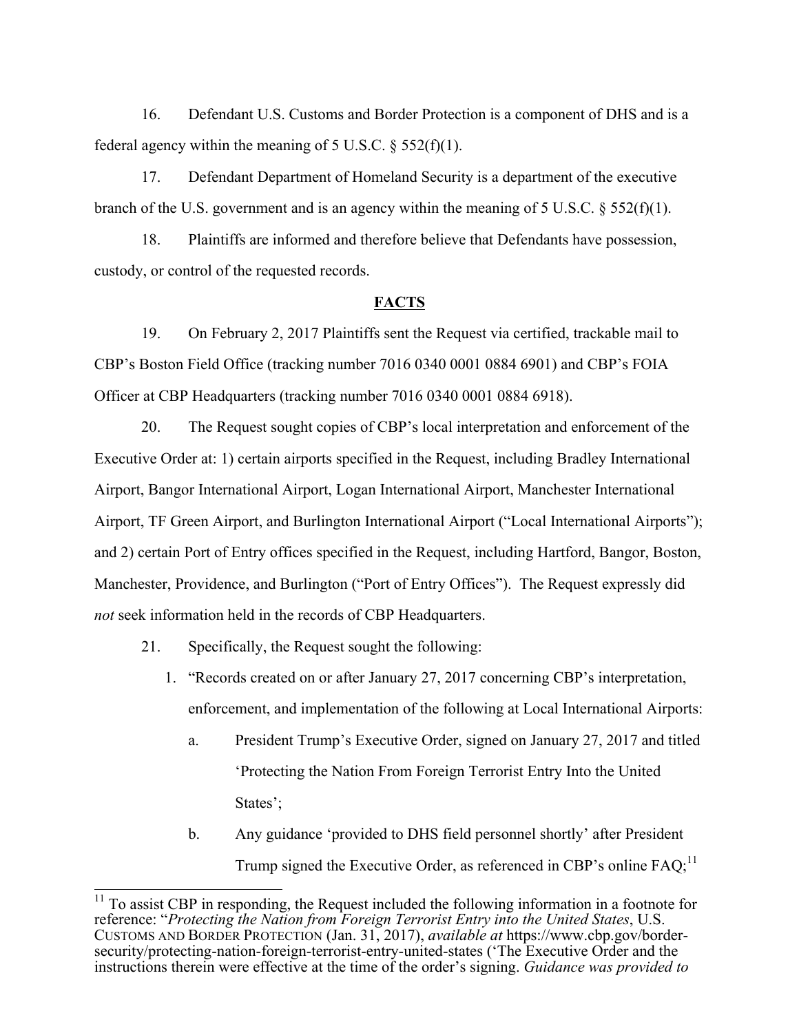16. Defendant U.S. Customs and Border Protection is a component of DHS and is a federal agency within the meaning of 5 U.S.C. § 552(f)(1).

17. Defendant Department of Homeland Security is a department of the executive branch of the U.S. government and is an agency within the meaning of 5 U.S.C. § 552(f)(1).

18. Plaintiffs are informed and therefore believe that Defendants have possession, custody, or control of the requested records.

## FACTS

19. On February 2, 2017 Plaintiffs sent the Request via certified, trackable mail to CBP's Boston Field Office (tracking number 7016 0340 0001 0884 6901) and CBP's FOIA Officer at CBP Headquarters (tracking number 7016 0340 0001 0884 6918).

20. The Request sought copies of CBP's local interpretation and enforcement of the Executive Order at: 1) certain airports specified in the Request, including Bradley International Airport, Bangor International Airport, Logan International Airport, Manchester International Airport, TF Green Airport, and Burlington International Airport ("Local International Airports"); and 2) certain Port of Entry offices specified in the Request, including Hartford, Bangor, Boston, Manchester, Providence, and Burlington ("Port of Entry Offices"). The Request expressly did *not* seek information held in the records of CBP Headquarters.

21. Specifically, the Request sought the following:

1. "Records created on or after January 27, 2017 concerning CBP's interpretation, enforcement, and implementation of the following at Local International Airports:
   a. President Trump's Executive Order, signed on January 27, 2017 and titled 'Protecting the Nation From Foreign Terrorist Entry Into the United States';
   b. Any guidance 'provided to DHS field personnel shortly' after President Trump signed the Executive Order, as referenced in CBP's online FAQ;[11]

---

[11] To assist CBP in responding, the Request included the following information in a footnote for reference: "*Protecting the Nation from Foreign Terrorist Entry into the United States*, U.S. CUSTOMS AND BORDER PROTECTION (Jan. 31, 2017), *available at* https://www.cbp.gov/border-security/protecting-nation-foreign-terrorist-entry-united-states ('The Executive Order and the instructions therein were effective at the time of the order's signing. *Guidance was provided to*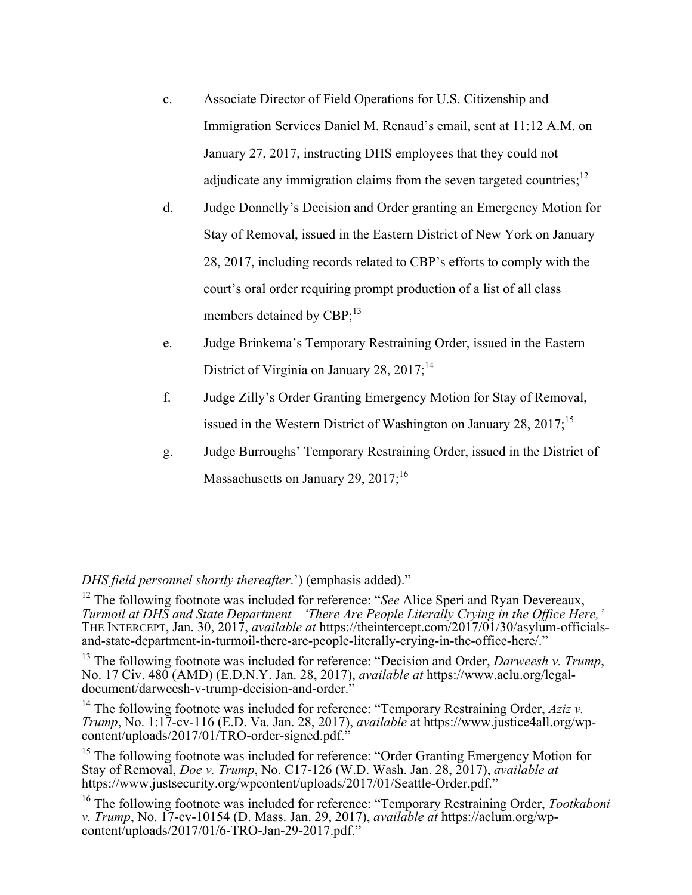c. Associate Director of Field Operations for U.S. Citizenship and Immigration Services Daniel M. Renaud's email, sent at 11:12 A.M. on January 27, 2017, instructing DHS employees that they could not adjudicate any immigration claims from the seven targeted countries;[12]

d. Judge Donnelly's Decision and Order granting an Emergency Motion for Stay of Removal, issued in the Eastern District of New York on January 28, 2017, including records related to CBP's efforts to comply with the court's oral order requiring prompt production of a list of all class members detained by CBP;[13]

e. Judge Brinkema's Temporary Restraining Order, issued in the Eastern District of Virginia on January 28, 2017;[14]

f. Judge Zilly's Order Granting Emergency Motion for Stay of Removal, issued in the Western District of Washington on January 28, 2017;[15]

g. Judge Burroughs' Temporary Restraining Order, issued in the District of Massachusetts on January 29, 2017;[16]

---

*DHS field personnel shortly thereafter*.') (emphasis added)."

[12] The following footnote was included for reference: "*See* Alice Speri and Ryan Devereaux, *Turmoil at DHS and State Department—'There Are People Literally Crying in the Office Here,'* THE INTERCEPT, Jan. 30, 2017, *available at* https://theintercept.com/2017/01/30/asylum-officials-and-state-department-in-turmoil-there-are-people-literally-crying-in-the-office-here/."

[13] The following footnote was included for reference: "Decision and Order, *Darweesh v. Trump*, No. 17 Civ. 480 (AMD) (E.D.N.Y. Jan. 28, 2017), *available at* https://www.aclu.org/legal-document/darweesh-v-trump-decision-and-order."

[14] The following footnote was included for reference: "Temporary Restraining Order, *Aziz v. Trump*, No. 1:17-cv-116 (E.D. Va. Jan. 28, 2017), *available* at https://www.justice4all.org/wp-content/uploads/2017/01/TRO-order-signed.pdf."

[15] The following footnote was included for reference: "Order Granting Emergency Motion for Stay of Removal, *Doe v. Trump*, No. C17-126 (W.D. Wash. Jan. 28, 2017), *available at* https://www.justsecurity.org/wpcontent/uploads/2017/01/Seattle-Order.pdf."

[16] The following footnote was included for reference: "Temporary Restraining Order, *Tootkaboni v. Trump*, No. 17-cv-10154 (D. Mass. Jan. 29, 2017), *available at* https://aclum.org/wp-content/uploads/2017/01/6-TRO-Jan-29-2017.pdf."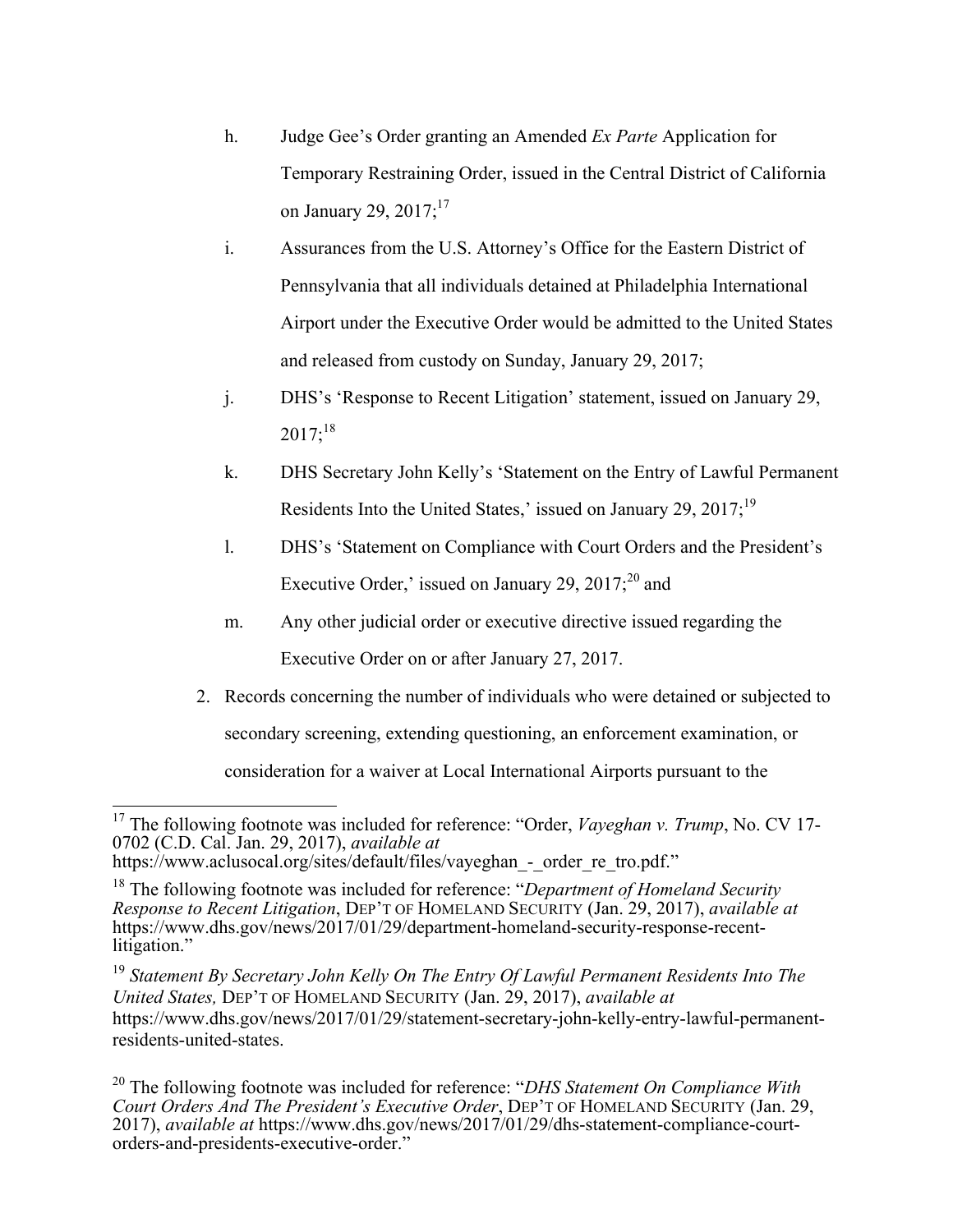h. Judge Gee's Order granting an Amended *Ex Parte* Application for Temporary Restraining Order, issued in the Central District of California on January 29, 2017;[17]

i. Assurances from the U.S. Attorney's Office for the Eastern District of Pennsylvania that all individuals detained at Philadelphia International Airport under the Executive Order would be admitted to the United States and released from custody on Sunday, January 29, 2017;

j. DHS's 'Response to Recent Litigation' statement, issued on January 29, 2017;[18]

k. DHS Secretary John Kelly's 'Statement on the Entry of Lawful Permanent Residents Into the United States,' issued on January 29, 2017;[19]

l. DHS's 'Statement on Compliance with Court Orders and the President's Executive Order,' issued on January 29, 2017;[20] and

m. Any other judicial order or executive directive issued regarding the Executive Order on or after January 27, 2017.

2. Records concerning the number of individuals who were detained or subjected to secondary screening, extending questioning, an enforcement examination, or consideration for a waiver at Local International Airports pursuant to the

---

[17] The following footnote was included for reference: "Order, *Vayeghan v. Trump*, No. CV 17-0702 (C.D. Cal. Jan. 29, 2017), *available at* https://www.aclusocal.org/sites/default/files/vayeghan_-_order_re_tro.pdf."

[18] The following footnote was included for reference: "*Department of Homeland Security Response to Recent Litigation*, DEP'T OF HOMELAND SECURITY (Jan. 29, 2017), *available at* https://www.dhs.gov/news/2017/01/29/department-homeland-security-response-recent-litigation."

[19] *Statement By Secretary John Kelly On The Entry Of Lawful Permanent Residents Into The United States,* DEP'T OF HOMELAND SECURITY (Jan. 29, 2017), *available at* https://www.dhs.gov/news/2017/01/29/statement-secretary-john-kelly-entry-lawful-permanent-residents-united-states.

[20] The following footnote was included for reference: "*DHS Statement On Compliance With Court Orders And The President's Executive Order*, DEP'T OF HOMELAND SECURITY (Jan. 29, 2017), *available at* https://www.dhs.gov/news/2017/01/29/dhs-statement-compliance-court-orders-and-presidents-executive-order."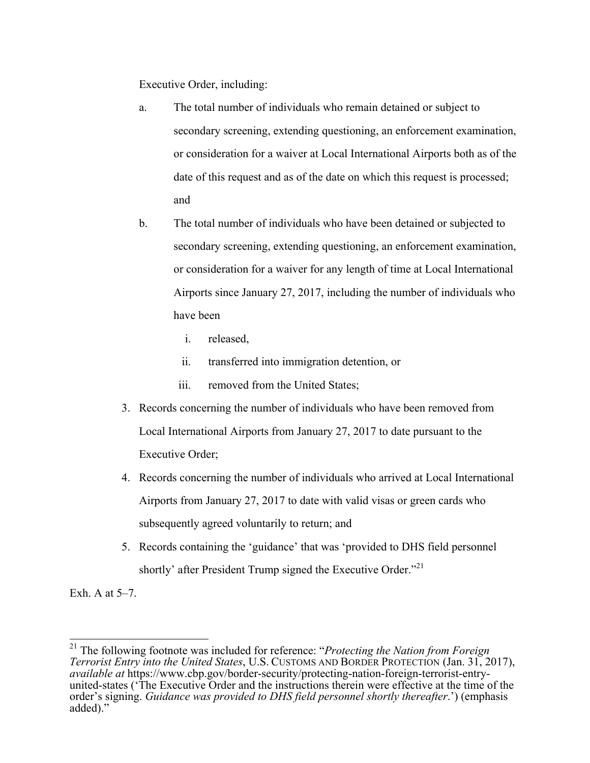Executive Order, including:

a. The total number of individuals who remain detained or subject to secondary screening, extending questioning, an enforcement examination, or consideration for a waiver at Local International Airports both as of the date of this request and as of the date on which this request is processed; and

b. The total number of individuals who have been detained or subjected to secondary screening, extending questioning, an enforcement examination, or consideration for a waiver for any length of time at Local International Airports since January 27, 2017, including the number of individuals who have been

   i. released,

   ii. transferred into immigration detention, or

   iii. removed from the United States;

3. Records concerning the number of individuals who have been removed from Local International Airports from January 27, 2017 to date pursuant to the Executive Order;

4. Records concerning the number of individuals who arrived at Local International Airports from January 27, 2017 to date with valid visas or green cards who subsequently agreed voluntarily to return; and

5. Records containing the 'guidance' that was 'provided to DHS field personnel shortly' after President Trump signed the Executive Order."[21]

Exh. A at 5–7.

---

[21] The following footnote was included for reference: "*Protecting the Nation from Foreign Terrorist Entry into the United States*, U.S. CUSTOMS AND BORDER PROTECTION (Jan. 31, 2017), *available at* https://www.cbp.gov/border-security/protecting-nation-foreign-terrorist-entry-united-states ('The Executive Order and the instructions therein were effective at the time of the order's signing. *Guidance was provided to DHS field personnel shortly thereafter*.') (emphasis added)."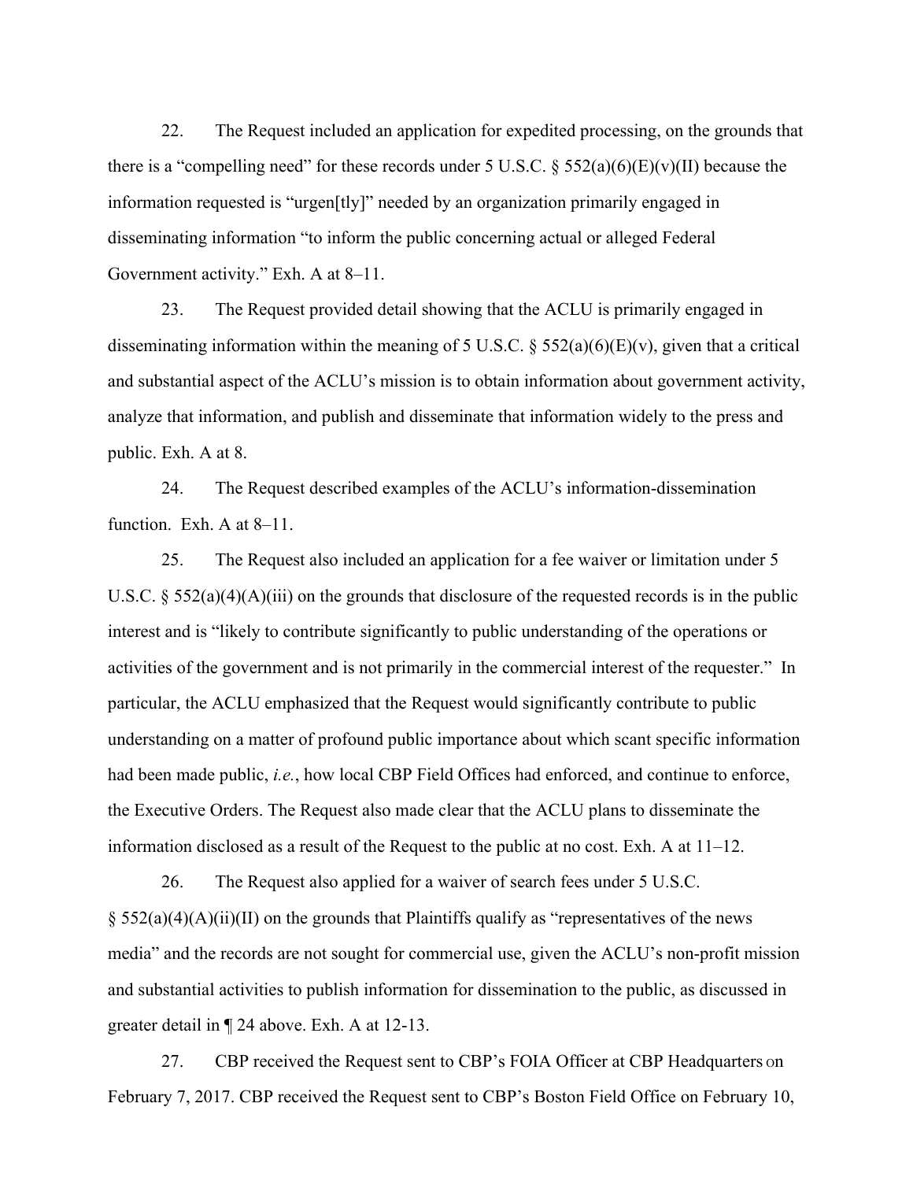22. The Request included an application for expedited processing, on the grounds that there is a "compelling need" for these records under 5 U.S.C. § 552(a)(6)(E)(v)(II) because the information requested is "urgen[tly]" needed by an organization primarily engaged in disseminating information "to inform the public concerning actual or alleged Federal Government activity." Exh. A at 8–11.

23. The Request provided detail showing that the ACLU is primarily engaged in disseminating information within the meaning of 5 U.S.C. § 552(a)(6)(E)(v), given that a critical and substantial aspect of the ACLU's mission is to obtain information about government activity, analyze that information, and publish and disseminate that information widely to the press and public. Exh. A at 8.

24. The Request described examples of the ACLU's information-dissemination function. Exh. A at 8–11.

25. The Request also included an application for a fee waiver or limitation under 5 U.S.C. § 552(a)(4)(A)(iii) on the grounds that disclosure of the requested records is in the public interest and is "likely to contribute significantly to public understanding of the operations or activities of the government and is not primarily in the commercial interest of the requester." In particular, the ACLU emphasized that the Request would significantly contribute to public understanding on a matter of profound public importance about which scant specific information had been made public, *i.e.*, how local CBP Field Offices had enforced, and continue to enforce, the Executive Orders. The Request also made clear that the ACLU plans to disseminate the information disclosed as a result of the Request to the public at no cost. Exh. A at 11–12.

26. The Request also applied for a waiver of search fees under 5 U.S.C. § 552(a)(4)(A)(ii)(II) on the grounds that Plaintiffs qualify as "representatives of the news media" and the records are not sought for commercial use, given the ACLU's non-profit mission and substantial activities to publish information for dissemination to the public, as discussed in greater detail in ¶ 24 above. Exh. A at 12-13.

27. CBP received the Request sent to CBP's FOIA Officer at CBP Headquarters on February 7, 2017. CBP received the Request sent to CBP's Boston Field Office on February 10,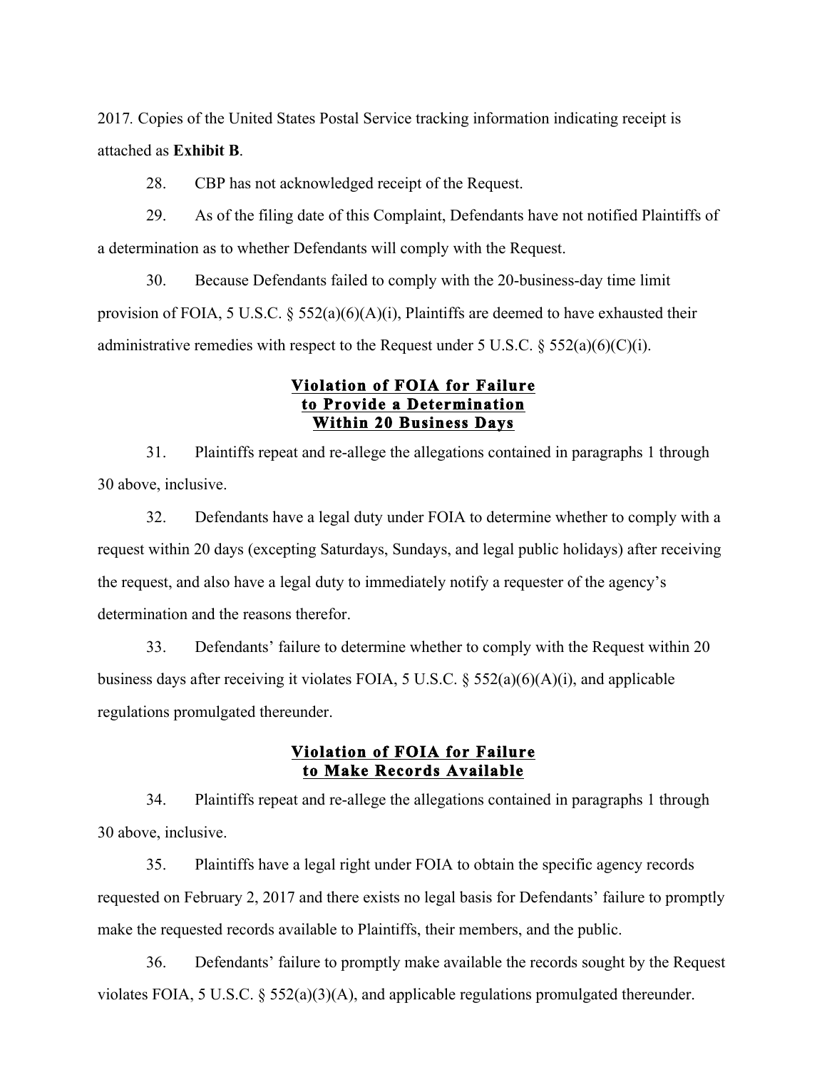2017. Copies of the United States Postal Service tracking information indicating receipt is attached as **Exhibit B**.

28. CBP has not acknowledged receipt of the Request.

29. As of the filing date of this Complaint, Defendants have not notified Plaintiffs of a determination as to whether Defendants will comply with the Request.

30. Because Defendants failed to comply with the 20-business-day time limit provision of FOIA, 5 U.S.C. § 552(a)(6)(A)(i), Plaintiffs are deemed to have exhausted their administrative remedies with respect to the Request under 5 U.S.C. § 552(a)(6)(C)(i).

## Violation of FOIA for Failure to Provide a Determination Within 20 Business Days

31. Plaintiffs repeat and re-allege the allegations contained in paragraphs 1 through 30 above, inclusive.

32. Defendants have a legal duty under FOIA to determine whether to comply with a request within 20 days (excepting Saturdays, Sundays, and legal public holidays) after receiving the request, and also have a legal duty to immediately notify a requester of the agency's determination and the reasons therefor.

33. Defendants' failure to determine whether to comply with the Request within 20 business days after receiving it violates FOIA, 5 U.S.C. § 552(a)(6)(A)(i), and applicable regulations promulgated thereunder.

## Violation of FOIA for Failure to Make Records Available

34. Plaintiffs repeat and re-allege the allegations contained in paragraphs 1 through 30 above, inclusive.

35. Plaintiffs have a legal right under FOIA to obtain the specific agency records requested on February 2, 2017 and there exists no legal basis for Defendants' failure to promptly make the requested records available to Plaintiffs, their members, and the public.

36. Defendants' failure to promptly make available the records sought by the Request violates FOIA, 5 U.S.C. § 552(a)(3)(A), and applicable regulations promulgated thereunder.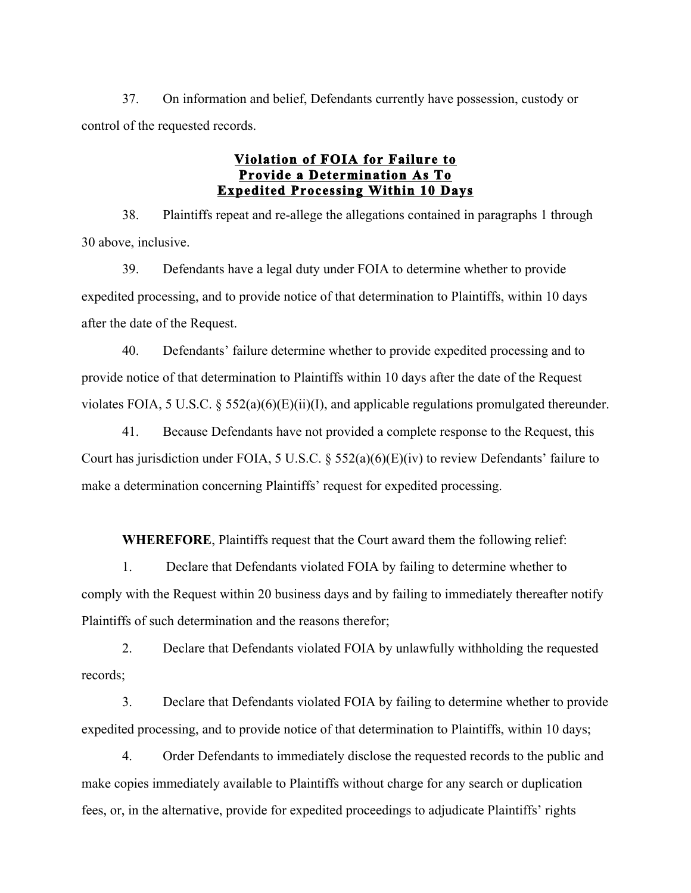37. On information and belief, Defendants currently have possession, custody or control of the requested records.

### Violation of FOIA for Failure to Provide a Determination As To Expedited Processing Within 10 Days

38. Plaintiffs repeat and re-allege the allegations contained in paragraphs 1 through 30 above, inclusive.

39. Defendants have a legal duty under FOIA to determine whether to provide expedited processing, and to provide notice of that determination to Plaintiffs, within 10 days after the date of the Request.

40. Defendants' failure determine whether to provide expedited processing and to provide notice of that determination to Plaintiffs within 10 days after the date of the Request violates FOIA, 5 U.S.C. § 552(a)(6)(E)(ii)(I), and applicable regulations promulgated thereunder.

41. Because Defendants have not provided a complete response to the Request, this Court has jurisdiction under FOIA, 5 U.S.C. § 552(a)(6)(E)(iv) to review Defendants' failure to make a determination concerning Plaintiffs' request for expedited processing.

**WHEREFORE**, Plaintiffs request that the Court award them the following relief:

1. Declare that Defendants violated FOIA by failing to determine whether to comply with the Request within 20 business days and by failing to immediately thereafter notify Plaintiffs of such determination and the reasons therefor;

2. Declare that Defendants violated FOIA by unlawfully withholding the requested records;

3. Declare that Defendants violated FOIA by failing to determine whether to provide expedited processing, and to provide notice of that determination to Plaintiffs, within 10 days;

4. Order Defendants to immediately disclose the requested records to the public and make copies immediately available to Plaintiffs without charge for any search or duplication fees, or, in the alternative, provide for expedited proceedings to adjudicate Plaintiffs' rights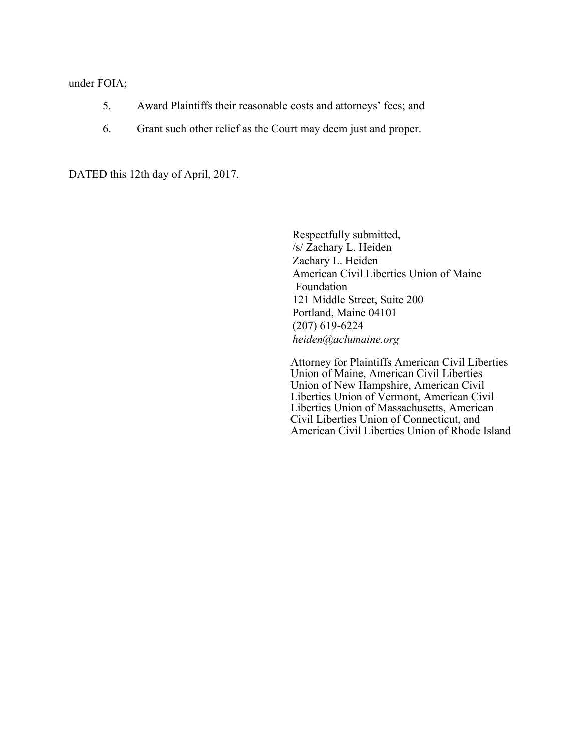under FOIA;

5. Award Plaintiffs their reasonable costs and attorneys' fees; and

6. Grant such other relief as the Court may deem just and proper.

DATED this 12th day of April, 2017.

Respectfully submitted,
/s/ Zachary L. Heiden
Zachary L. Heiden
American Civil Liberties Union of Maine Foundation
121 Middle Street, Suite 200
Portland, Maine 04101
(207) 619-6224
*heiden@aclumaine.org*

Attorney for Plaintiffs American Civil Liberties Union of Maine, American Civil Liberties Union of New Hampshire, American Civil Liberties Union of Vermont, American Civil Liberties Union of Massachusetts, American Civil Liberties Union of Connecticut, and American Civil Liberties Union of Rhode Island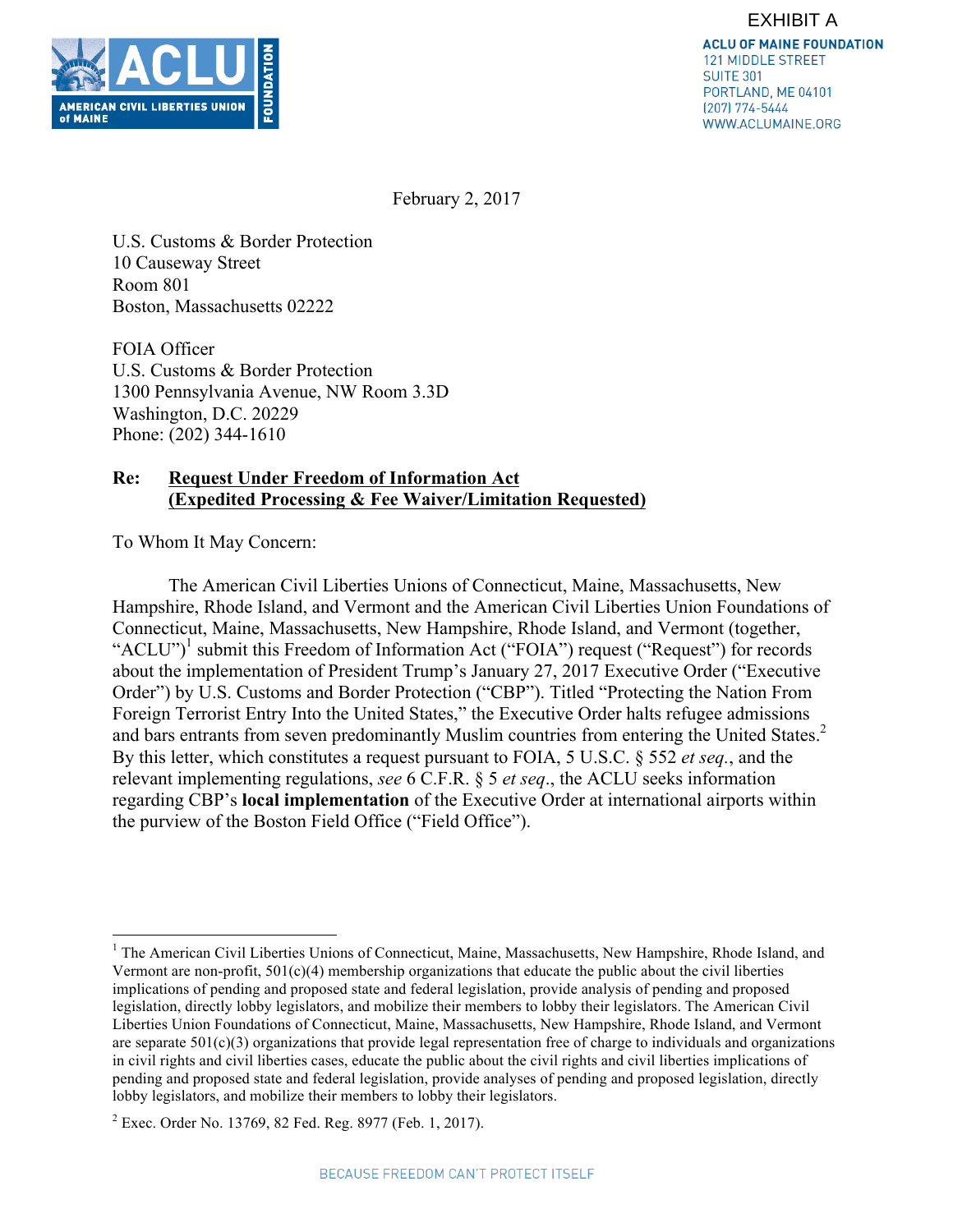EXHIBIT A

ACLU OF MAINE FOUNDATION
121 MIDDLE STREET
SUITE 301
PORTLAND, ME 04101
(207) 774-5444
WWW.ACLUMAINE.ORG

February 2, 2017

U.S. Customs & Border Protection
10 Causeway Street
Room 801
Boston, Massachusetts 02222

FOIA Officer
U.S. Customs & Border Protection
1300 Pennsylvania Avenue, NW Room 3.3D
Washington, D.C. 20229
Phone: (202) 344-1610

**Re: Request Under Freedom of Information Act (Expedited Processing & Fee Waiver/Limitation Requested)**

To Whom It May Concern:

The American Civil Liberties Unions of Connecticut, Maine, Massachusetts, New Hampshire, Rhode Island, and Vermont and the American Civil Liberties Union Foundations of Connecticut, Maine, Massachusetts, New Hampshire, Rhode Island, and Vermont (together, "ACLU")[1] submit this Freedom of Information Act ("FOIA") request ("Request") for records about the implementation of President Trump's January 27, 2017 Executive Order ("Executive Order") by U.S. Customs and Border Protection ("CBP"). Titled "Protecting the Nation From Foreign Terrorist Entry Into the United States," the Executive Order halts refugee admissions and bars entrants from seven predominantly Muslim countries from entering the United States.[2] By this letter, which constitutes a request pursuant to FOIA, 5 U.S.C. § 552 *et seq.*, and the relevant implementing regulations, *see* 6 C.F.R. § 5 *et seq.*, the ACLU seeks information regarding CBP's **local implementation** of the Executive Order at international airports within the purview of the Boston Field Office ("Field Office").

[1] The American Civil Liberties Unions of Connecticut, Maine, Massachusetts, New Hampshire, Rhode Island, and Vermont are non-profit, 501(c)(4) membership organizations that educate the public about the civil liberties implications of pending and proposed state and federal legislation, provide analysis of pending and proposed legislation, directly lobby legislators, and mobilize their members to lobby their legislators. The American Civil Liberties Union Foundations of Connecticut, Maine, Massachusetts, New Hampshire, Rhode Island, and Vermont are separate 501(c)(3) organizations that provide legal representation free of charge to individuals and organizations in civil rights and civil liberties cases, educate the public about the civil rights and civil liberties implications of pending and proposed state and federal legislation, provide analyses of pending and proposed legislation, directly lobby legislators, and mobilize their members to lobby their legislators.

[2] Exec. Order No. 13769, 82 Fed. Reg. 8977 (Feb. 1, 2017).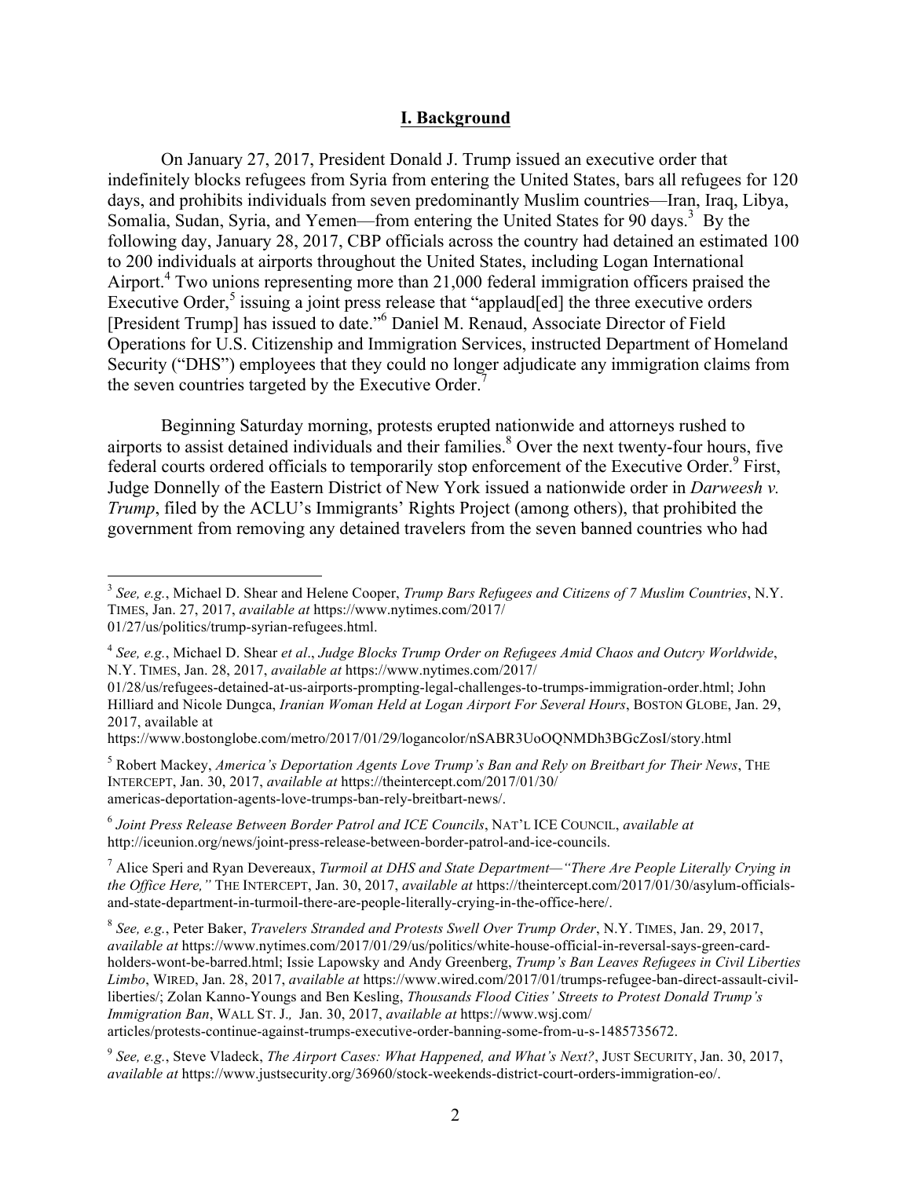## I. Background

On January 27, 2017, President Donald J. Trump issued an executive order that indefinitely blocks refugees from Syria from entering the United States, bars all refugees for 120 days, and prohibits individuals from seven predominantly Muslim countries—Iran, Iraq, Libya, Somalia, Sudan, Syria, and Yemen—from entering the United States for 90 days.[3] By the following day, January 28, 2017, CBP officials across the country had detained an estimated 100 to 200 individuals at airports throughout the United States, including Logan International Airport.[4] Two unions representing more than 21,000 federal immigration officers praised the Executive Order,[5] issuing a joint press release that "applaud[ed] the three executive orders [President Trump] has issued to date."[6] Daniel M. Renaud, Associate Director of Field Operations for U.S. Citizenship and Immigration Services, instructed Department of Homeland Security ("DHS") employees that they could no longer adjudicate any immigration claims from the seven countries targeted by the Executive Order.[7]

Beginning Saturday morning, protests erupted nationwide and attorneys rushed to airports to assist detained individuals and their families.[8] Over the next twenty-four hours, five federal courts ordered officials to temporarily stop enforcement of the Executive Order.[9] First, Judge Donnelly of the Eastern District of New York issued a nationwide order in *Darweesh v. Trump*, filed by the ACLU's Immigrants' Rights Project (among others), that prohibited the government from removing any detained travelers from the seven banned countries who had

---

[3] *See, e.g.*, Michael D. Shear and Helene Cooper, *Trump Bars Refugees and Citizens of 7 Muslim Countries*, N.Y. TIMES, Jan. 27, 2017, *available at* https://www.nytimes.com/2017/01/27/us/politics/trump-syrian-refugees.html.

[4] *See, e.g.*, Michael D. Shear *et al*., *Judge Blocks Trump Order on Refugees Amid Chaos and Outcry Worldwide*, N.Y. TIMES, Jan. 28, 2017, *available at* https://www.nytimes.com/2017/01/28/us/refugees-detained-at-us-airports-prompting-legal-challenges-to-trumps-immigration-order.html; John Hilliard and Nicole Dungca, *Iranian Woman Held at Logan Airport For Several Hours*, BOSTON GLOBE, Jan. 29, 2017, available at https://www.bostonglobe.com/metro/2017/01/29/logancolor/nSABR3UoOQNMDh3BGcZosI/story.html

[5] Robert Mackey, *America's Deportation Agents Love Trump's Ban and Rely on Breitbart for Their News*, THE INTERCEPT, Jan. 30, 2017, *available at* https://theintercept.com/2017/01/30/americas-deportation-agents-love-trumps-ban-rely-breitbart-news/.

[6] *Joint Press Release Between Border Patrol and ICE Councils*, NAT'L ICE COUNCIL, *available at* http://iceunion.org/news/joint-press-release-between-border-patrol-and-ice-councils.

[7] Alice Speri and Ryan Devereaux, *Turmoil at DHS and State Department—"There Are People Literally Crying in the Office Here,"* THE INTERCEPT, Jan. 30, 2017, *available at* https://theintercept.com/2017/01/30/asylum-officials-and-state-department-in-turmoil-there-are-people-literally-crying-in-the-office-here/.

[8] *See, e.g.*, Peter Baker, *Travelers Stranded and Protests Swell Over Trump Order*, N.Y. TIMES, Jan. 29, 2017, *available at* https://www.nytimes.com/2017/01/29/us/politics/white-house-official-in-reversal-says-green-card-holders-wont-be-barred.html; Issie Lapowsky and Andy Greenberg, *Trump's Ban Leaves Refugees in Civil Liberties Limbo*, WIRED, Jan. 28, 2017, *available at* https://www.wired.com/2017/01/trumps-refugee-ban-direct-assault-civil-liberties/; Zolan Kanno-Youngs and Ben Kesling, *Thousands Flood Cities' Streets to Protest Donald Trump's Immigration Ban*, WALL ST. J.*,* Jan. 30, 2017, *available at* https://www.wsj.com/articles/protests-continue-against-trumps-executive-order-banning-some-from-u-s-1485735672.

[9] *See, e.g.*, Steve Vladeck, *The Airport Cases: What Happened, and What's Next?*, JUST SECURITY, Jan. 30, 2017, *available at* https://www.justsecurity.org/36960/stock-weekends-district-court-orders-immigration-eo/.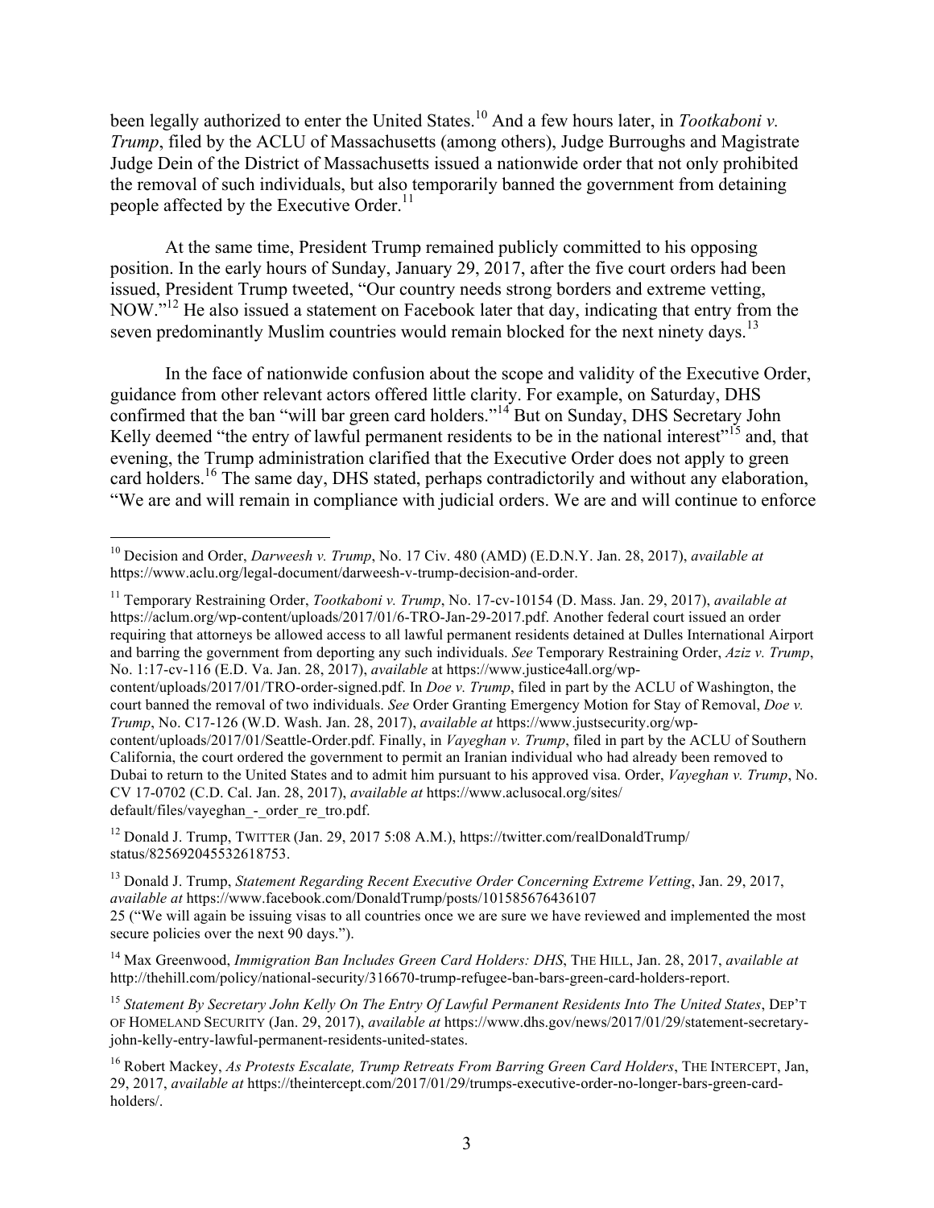been legally authorized to enter the United States.[10] And a few hours later, in *Tootkaboni v. Trump*, filed by the ACLU of Massachusetts (among others), Judge Burroughs and Magistrate Judge Dein of the District of Massachusetts issued a nationwide order that not only prohibited the removal of such individuals, but also temporarily banned the government from detaining people affected by the Executive Order.[11]

At the same time, President Trump remained publicly committed to his opposing position. In the early hours of Sunday, January 29, 2017, after the five court orders had been issued, President Trump tweeted, "Our country needs strong borders and extreme vetting, NOW."[12] He also issued a statement on Facebook later that day, indicating that entry from the seven predominantly Muslim countries would remain blocked for the next ninety days.[13]

In the face of nationwide confusion about the scope and validity of the Executive Order, guidance from other relevant actors offered little clarity. For example, on Saturday, DHS confirmed that the ban "will bar green card holders."[14] But on Sunday, DHS Secretary John Kelly deemed "the entry of lawful permanent residents to be in the national interest"[15] and, that evening, the Trump administration clarified that the Executive Order does not apply to green card holders.[16] The same day, DHS stated, perhaps contradictorily and without any elaboration, "We are and will remain in compliance with judicial orders. We are and will continue to enforce

---

[10] Decision and Order, *Darweesh v. Trump*, No. 17 Civ. 480 (AMD) (E.D.N.Y. Jan. 28, 2017), *available at* https://www.aclu.org/legal-document/darweesh-v-trump-decision-and-order.

[11] Temporary Restraining Order, *Tootkaboni v. Trump*, No. 17-cv-10154 (D. Mass. Jan. 29, 2017), *available at* https://aclum.org/wp-content/uploads/2017/01/6-TRO-Jan-29-2017.pdf. Another federal court issued an order requiring that attorneys be allowed access to all lawful permanent residents detained at Dulles International Airport and barring the government from deporting any such individuals. *See* Temporary Restraining Order, *Aziz v. Trump*, No. 1:17-cv-116 (E.D. Va. Jan. 28, 2017), *available* at https://www.justice4all.org/wp-content/uploads/2017/01/TRO-order-signed.pdf. In *Doe v. Trump*, filed in part by the ACLU of Washington, the court banned the removal of two individuals. *See* Order Granting Emergency Motion for Stay of Removal, *Doe v. Trump*, No. C17-126 (W.D. Wash. Jan. 28, 2017), *available at* https://www.justsecurity.org/wp-content/uploads/2017/01/Seattle-Order.pdf. Finally, in *Vayeghan v. Trump*, filed in part by the ACLU of Southern California, the court ordered the government to permit an Iranian individual who had already been removed to Dubai to return to the United States and to admit him pursuant to his approved visa. Order, *Vayeghan v. Trump*, No. CV 17-0702 (C.D. Cal. Jan. 28, 2017), *available at* https://www.aclusocal.org/sites/default/files/vayeghan_-_order_re_tro.pdf.

[12] Donald J. Trump, TWITTER (Jan. 29, 2017 5:08 A.M.), https://twitter.com/realDonaldTrump/status/825692045532618753.

[13] Donald J. Trump, *Statement Regarding Recent Executive Order Concerning Extreme Vetting*, Jan. 29, 2017, *available at* https://www.facebook.com/DonaldTrump/posts/10158567643610725 ("We will again be issuing visas to all countries once we are sure we have reviewed and implemented the most secure policies over the next 90 days.").

[14] Max Greenwood, *Immigration Ban Includes Green Card Holders: DHS*, THE HILL, Jan. 28, 2017, *available at* http://thehill.com/policy/national-security/316670-trump-refugee-ban-bars-green-card-holders-report.

[15] *Statement By Secretary John Kelly On The Entry Of Lawful Permanent Residents Into The United States*, DEP'T OF HOMELAND SECURITY (Jan. 29, 2017), *available at* https://www.dhs.gov/news/2017/01/29/statement-secretary-john-kelly-entry-lawful-permanent-residents-united-states.

[16] Robert Mackey, *As Protests Escalate, Trump Retreats From Barring Green Card Holders*, THE INTERCEPT, Jan, 29, 2017, *available at* https://theintercept.com/2017/01/29/trumps-executive-order-no-longer-bars-green-card-holders/.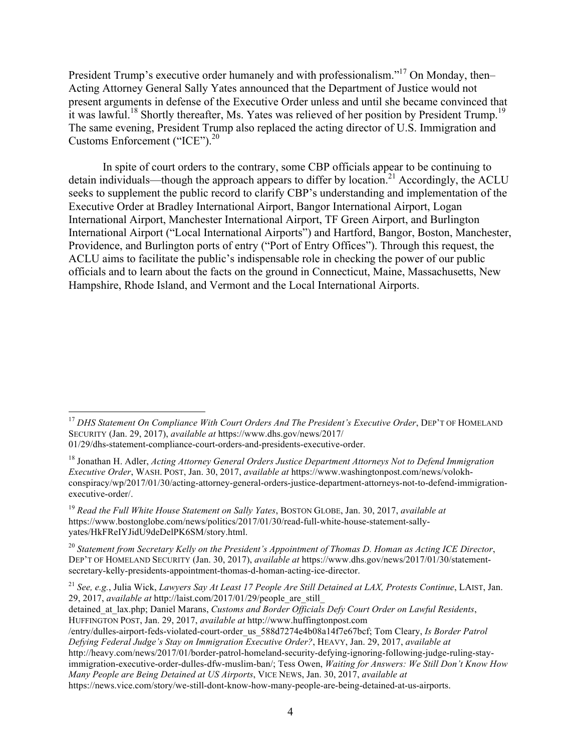President Trump's executive order humanely and with professionalism."[17] On Monday, then–Acting Attorney General Sally Yates announced that the Department of Justice would not present arguments in defense of the Executive Order unless and until she became convinced that it was lawful.[18] Shortly thereafter, Ms. Yates was relieved of her position by President Trump.[19] The same evening, President Trump also replaced the acting director of U.S. Immigration and Customs Enforcement ("ICE").[20]

In spite of court orders to the contrary, some CBP officials appear to be continuing to detain individuals—though the approach appears to differ by location.[21] Accordingly, the ACLU seeks to supplement the public record to clarify CBP's understanding and implementation of the Executive Order at Bradley International Airport, Bangor International Airport, Logan International Airport, Manchester International Airport, TF Green Airport, and Burlington International Airport ("Local International Airports") and Hartford, Bangor, Boston, Manchester, Providence, and Burlington ports of entry ("Port of Entry Offices"). Through this request, the ACLU aims to facilitate the public's indispensable role in checking the power of our public officials and to learn about the facts on the ground in Connecticut, Maine, Massachusetts, New Hampshire, Rhode Island, and Vermont and the Local International Airports.

---

[17] *DHS Statement On Compliance With Court Orders And The President's Executive Order*, DEP'T OF HOMELAND SECURITY (Jan. 29, 2017), *available at* https://www.dhs.gov/news/2017/01/29/dhs-statement-compliance-court-orders-and-presidents-executive-order.

[18] Jonathan H. Adler, *Acting Attorney General Orders Justice Department Attorneys Not to Defend Immigration Executive Order*, WASH. POST, Jan. 30, 2017, *available at* https://www.washingtonpost.com/news/volokh-conspiracy/wp/2017/01/30/acting-attorney-general-orders-justice-department-attorneys-not-to-defend-immigration-executive-order/.

[19] *Read the Full White House Statement on Sally Yates*, BOSTON GLOBE, Jan. 30, 2017, *available at* https://www.bostonglobe.com/news/politics/2017/01/30/read-full-white-house-statement-sally-yates/HkFReIYJidU9deDelPK6SM/story.html.

[20] *Statement from Secretary Kelly on the President's Appointment of Thomas D. Homan as Acting ICE Director*, DEP'T OF HOMELAND SECURITY (Jan. 30, 2017), *available at* https://www.dhs.gov/news/2017/01/30/statement-secretary-kelly-presidents-appointment-thomas-d-homan-acting-ice-director.

[21] *See, e.g.*, Julia Wick, *Lawyers Say At Least 17 People Are Still Detained at LAX, Protests Continue*, LAIST, Jan. 29, 2017, *available at* http://laist.com/2017/01/29/people_are_still_detained_at_lax.php; Daniel Marans, *Customs and Border Officials Defy Court Order on Lawful Residents*, HUFFINGTON POST, Jan. 29, 2017, *available at* http://www.huffingtonpost.com/entry/dulles-airport-feds-violated-court-order_us_588d7274e4b08a14f7e67bcf; Tom Cleary, *Is Border Patrol Defying Federal Judge's Stay on Immigration Executive Order?*, HEAVY, Jan. 29, 2017, *available at* http://heavy.com/news/2017/01/border-patrol-homeland-security-defying-ignoring-following-judge-ruling-stay-immigration-executive-order-dulles-dfw-muslim-ban/; Tess Owen, *Waiting for Answers: We Still Don't Know How Many People are Being Detained at US Airports*, VICE NEWS, Jan. 30, 2017, *available at* https://news.vice.com/story/we-still-dont-know-how-many-people-are-being-detained-at-us-airports.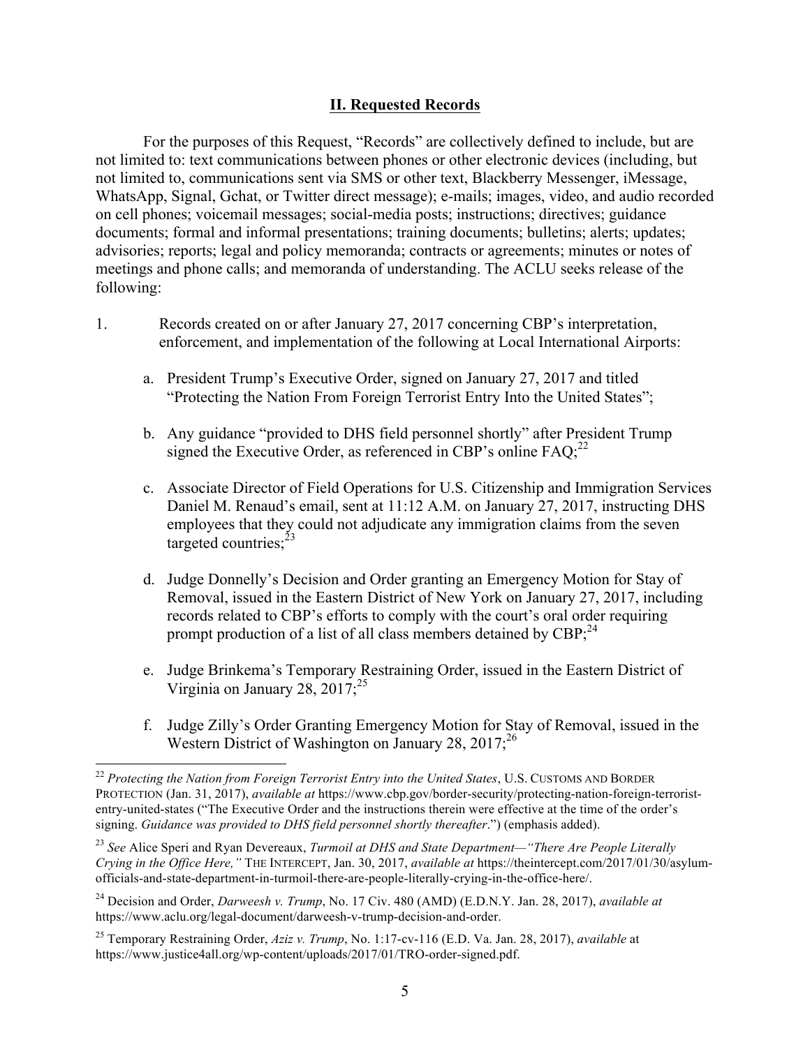## II. Requested Records

For the purposes of this Request, "Records" are collectively defined to include, but are not limited to: text communications between phones or other electronic devices (including, but not limited to, communications sent via SMS or other text, Blackberry Messenger, iMessage, WhatsApp, Signal, Gchat, or Twitter direct message); e-mails; images, video, and audio recorded on cell phones; voicemail messages; social-media posts; instructions; directives; guidance documents; formal and informal presentations; training documents; bulletins; alerts; updates; advisories; reports; legal and policy memoranda; contracts or agreements; minutes or notes of meetings and phone calls; and memoranda of understanding. The ACLU seeks release of the following:

1. Records created on or after January 27, 2017 concerning CBP's interpretation, enforcement, and implementation of the following at Local International Airports:

   a. President Trump's Executive Order, signed on January 27, 2017 and titled "Protecting the Nation From Foreign Terrorist Entry Into the United States";

   b. Any guidance "provided to DHS field personnel shortly" after President Trump signed the Executive Order, as referenced in CBP's online FAQ;[22]

   c. Associate Director of Field Operations for U.S. Citizenship and Immigration Services Daniel M. Renaud's email, sent at 11:12 A.M. on January 27, 2017, instructing DHS employees that they could not adjudicate any immigration claims from the seven targeted countries;[23]

   d. Judge Donnelly's Decision and Order granting an Emergency Motion for Stay of Removal, issued in the Eastern District of New York on January 27, 2017, including records related to CBP's efforts to comply with the court's oral order requiring prompt production of a list of all class members detained by CBP;[24]

   e. Judge Brinkema's Temporary Restraining Order, issued in the Eastern District of Virginia on January 28, 2017;[25]

   f. Judge Zilly's Order Granting Emergency Motion for Stay of Removal, issued in the Western District of Washington on January 28, 2017;[26]

---

[22] *Protecting the Nation from Foreign Terrorist Entry into the United States*, U.S. CUSTOMS AND BORDER PROTECTION (Jan. 31, 2017), *available at* https://www.cbp.gov/border-security/protecting-nation-foreign-terrorist-entry-united-states ("The Executive Order and the instructions therein were effective at the time of the order's signing. *Guidance was provided to DHS field personnel shortly thereafter*.") (emphasis added).

[23] *See* Alice Speri and Ryan Devereaux, *Turmoil at DHS and State Department—"There Are People Literally Crying in the Office Here,"* THE INTERCEPT, Jan. 30, 2017, *available at* https://theintercept.com/2017/01/30/asylum-officials-and-state-department-in-turmoil-there-are-people-literally-crying-in-the-office-here/.

[24] Decision and Order, *Darweesh v. Trump*, No. 17 Civ. 480 (AMD) (E.D.N.Y. Jan. 28, 2017), *available at* https://www.aclu.org/legal-document/darweesh-v-trump-decision-and-order.

[25] Temporary Restraining Order, *Aziz v. Trump*, No. 1:17-cv-116 (E.D. Va. Jan. 28, 2017), *available* at https://www.justice4all.org/wp-content/uploads/2017/01/TRO-order-signed.pdf.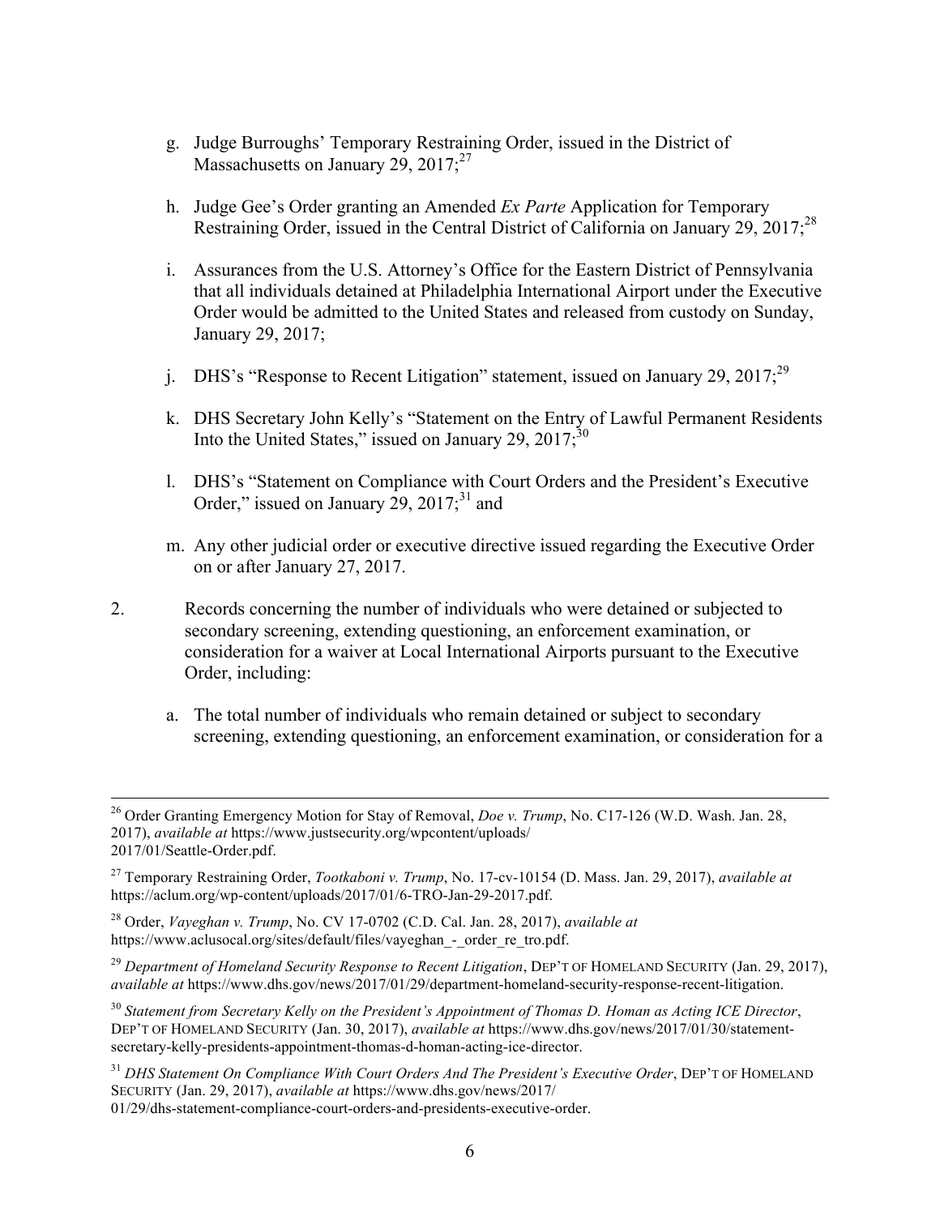g. Judge Burroughs' Temporary Restraining Order, issued in the District of Massachusetts on January 29, 2017;[27]

h. Judge Gee's Order granting an Amended *Ex Parte* Application for Temporary Restraining Order, issued in the Central District of California on January 29, 2017;[28]

i. Assurances from the U.S. Attorney's Office for the Eastern District of Pennsylvania that all individuals detained at Philadelphia International Airport under the Executive Order would be admitted to the United States and released from custody on Sunday, January 29, 2017;

j. DHS's "Response to Recent Litigation" statement, issued on January 29, 2017;[29]

k. DHS Secretary John Kelly's "Statement on the Entry of Lawful Permanent Residents Into the United States," issued on January 29, 2017;[30]

l. DHS's "Statement on Compliance with Court Orders and the President's Executive Order," issued on January 29, 2017;[31] and

m. Any other judicial order or executive directive issued regarding the Executive Order on or after January 27, 2017.

2. Records concerning the number of individuals who were detained or subjected to secondary screening, extending questioning, an enforcement examination, or consideration for a waiver at Local International Airports pursuant to the Executive Order, including:

   a. The total number of individuals who remain detained or subject to secondary screening, extending questioning, an enforcement examination, or consideration for a

---

[26] Order Granting Emergency Motion for Stay of Removal, *Doe v. Trump*, No. C17-126 (W.D. Wash. Jan. 28, 2017), *available at* https://www.justsecurity.org/wpcontent/uploads/2017/01/Seattle-Order.pdf.

[27] Temporary Restraining Order, *Tootkaboni v. Trump*, No. 17-cv-10154 (D. Mass. Jan. 29, 2017), *available at* https://aclum.org/wp-content/uploads/2017/01/6-TRO-Jan-29-2017.pdf.

[28] Order, *Vayeghan v. Trump*, No. CV 17-0702 (C.D. Cal. Jan. 28, 2017), *available at* https://www.aclusocal.org/sites/default/files/vayeghan_-_order_re_tro.pdf.

[29] *Department of Homeland Security Response to Recent Litigation*, DEP'T OF HOMELAND SECURITY (Jan. 29, 2017), *available at* https://www.dhs.gov/news/2017/01/29/department-homeland-security-response-recent-litigation.

[30] *Statement from Secretary Kelly on the President's Appointment of Thomas D. Homan as Acting ICE Director*, DEP'T OF HOMELAND SECURITY (Jan. 30, 2017), *available at* https://www.dhs.gov/news/2017/01/30/statement-secretary-kelly-presidents-appointment-thomas-d-homan-acting-ice-director.

[31] *DHS Statement On Compliance With Court Orders And The President's Executive Order*, DEP'T OF HOMELAND SECURITY (Jan. 29, 2017), *available at* https://www.dhs.gov/news/2017/01/29/dhs-statement-compliance-court-orders-and-presidents-executive-order.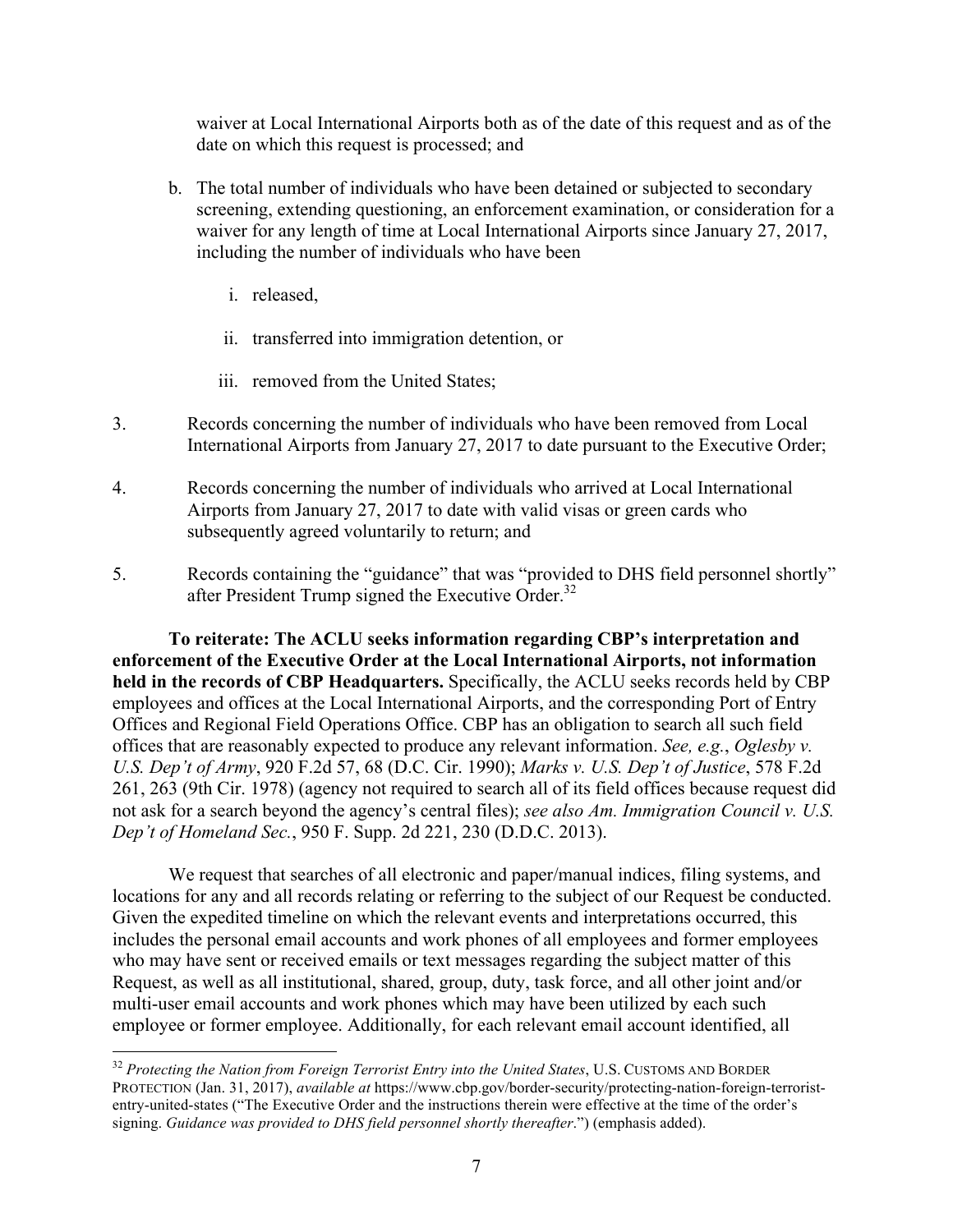waiver at Local International Airports both as of the date of this request and as of the date on which this request is processed; and

b. The total number of individuals who have been detained or subjected to secondary screening, extending questioning, an enforcement examination, or consideration for a waiver for any length of time at Local International Airports since January 27, 2017, including the number of individuals who have been

   i. released,

   ii. transferred into immigration detention, or

   iii. removed from the United States;

3. Records concerning the number of individuals who have been removed from Local International Airports from January 27, 2017 to date pursuant to the Executive Order;

4. Records concerning the number of individuals who arrived at Local International Airports from January 27, 2017 to date with valid visas or green cards who subsequently agreed voluntarily to return; and

5. Records containing the "guidance" that was "provided to DHS field personnel shortly" after President Trump signed the Executive Order.[32]

**To reiterate: The ACLU seeks information regarding CBP's interpretation and enforcement of the Executive Order at the Local International Airports, not information held in the records of CBP Headquarters.** Specifically, the ACLU seeks records held by CBP employees and offices at the Local International Airports, and the corresponding Port of Entry Offices and Regional Field Operations Office. CBP has an obligation to search all such field offices that are reasonably expected to produce any relevant information. *See, e.g.*, *Oglesby v. U.S. Dep't of Army*, 920 F.2d 57, 68 (D.C. Cir. 1990); *Marks v. U.S. Dep't of Justice*, 578 F.2d 261, 263 (9th Cir. 1978) (agency not required to search all of its field offices because request did not ask for a search beyond the agency's central files); *see also Am. Immigration Council v. U.S. Dep't of Homeland Sec.*, 950 F. Supp. 2d 221, 230 (D.D.C. 2013).

We request that searches of all electronic and paper/manual indices, filing systems, and locations for any and all records relating or referring to the subject of our Request be conducted. Given the expedited timeline on which the relevant events and interpretations occurred, this includes the personal email accounts and work phones of all employees and former employees who may have sent or received emails or text messages regarding the subject matter of this Request, as well as all institutional, shared, group, duty, task force, and all other joint and/or multi-user email accounts and work phones which may have been utilized by each such employee or former employee. Additionally, for each relevant email account identified, all

---

[32] *Protecting the Nation from Foreign Terrorist Entry into the United States*, U.S. CUSTOMS AND BORDER PROTECTION (Jan. 31, 2017), *available at* https://www.cbp.gov/border-security/protecting-nation-foreign-terrorist-entry-united-states ("The Executive Order and the instructions therein were effective at the time of the order's signing. *Guidance was provided to DHS field personnel shortly thereafter*.") (emphasis added).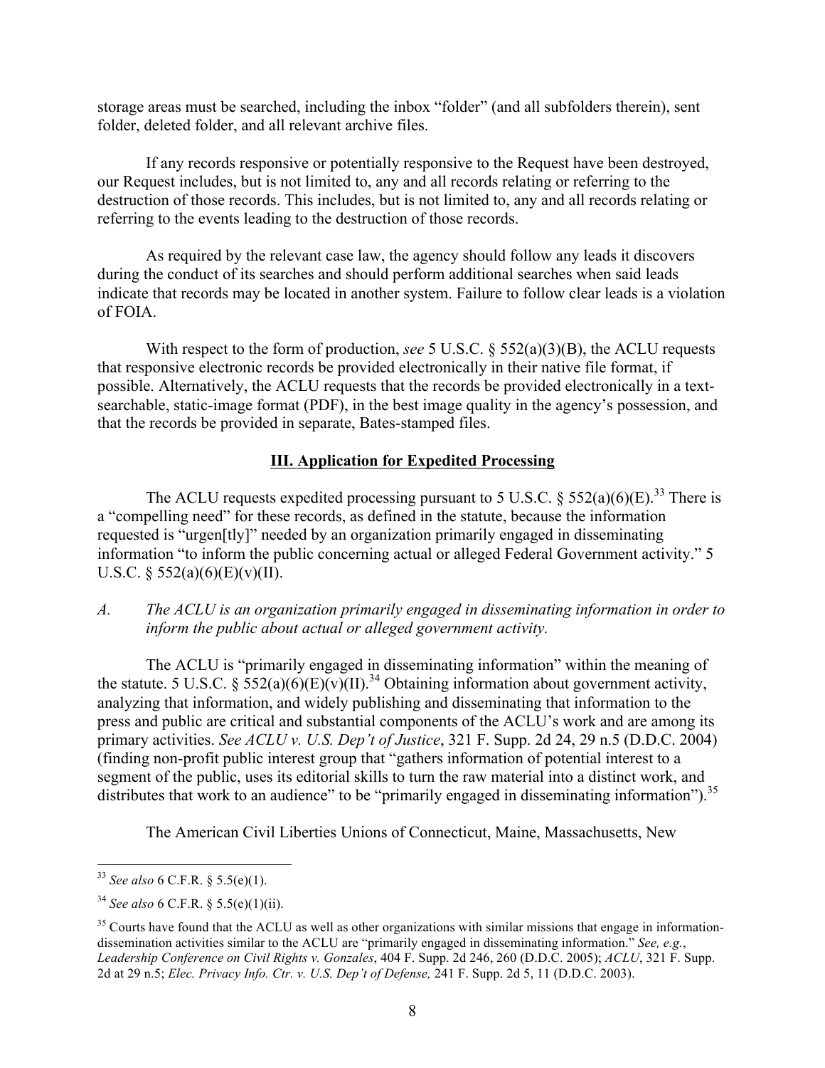storage areas must be searched, including the inbox "folder" (and all subfolders therein), sent folder, deleted folder, and all relevant archive files.

If any records responsive or potentially responsive to the Request have been destroyed, our Request includes, but is not limited to, any and all records relating or referring to the destruction of those records. This includes, but is not limited to, any and all records relating or referring to the events leading to the destruction of those records.

As required by the relevant case law, the agency should follow any leads it discovers during the conduct of its searches and should perform additional searches when said leads indicate that records may be located in another system. Failure to follow clear leads is a violation of FOIA.

With respect to the form of production, *see* 5 U.S.C. § 552(a)(3)(B), the ACLU requests that responsive electronic records be provided electronically in their native file format, if possible. Alternatively, the ACLU requests that the records be provided electronically in a text-searchable, static-image format (PDF), in the best image quality in the agency's possession, and that the records be provided in separate, Bates-stamped files.

## III. Application for Expedited Processing

The ACLU requests expedited processing pursuant to 5 U.S.C. § 552(a)(6)(E).[33] There is a "compelling need" for these records, as defined in the statute, because the information requested is "urgen[tly]" needed by an organization primarily engaged in disseminating information "to inform the public concerning actual or alleged Federal Government activity." 5 U.S.C. § 552(a)(6)(E)(v)(II).

*A. The ACLU is an organization primarily engaged in disseminating information in order to inform the public about actual or alleged government activity.*

The ACLU is "primarily engaged in disseminating information" within the meaning of the statute. 5 U.S.C. § 552(a)(6)(E)(v)(II).[34] Obtaining information about government activity, analyzing that information, and widely publishing and disseminating that information to the press and public are critical and substantial components of the ACLU's work and are among its primary activities. *See ACLU v. U.S. Dep't of Justice*, 321 F. Supp. 2d 24, 29 n.5 (D.D.C. 2004) (finding non-profit public interest group that "gathers information of potential interest to a segment of the public, uses its editorial skills to turn the raw material into a distinct work, and distributes that work to an audience" to be "primarily engaged in disseminating information").[35]

The American Civil Liberties Unions of Connecticut, Maine, Massachusetts, New

---

[33] *See also* 6 C.F.R. § 5.5(e)(1).

[34] *See also* 6 C.F.R. § 5.5(e)(1)(ii).

[35] Courts have found that the ACLU as well as other organizations with similar missions that engage in information-dissemination activities similar to the ACLU are "primarily engaged in disseminating information." *See, e.g.*, *Leadership Conference on Civil Rights v. Gonzales*, 404 F. Supp. 2d 246, 260 (D.D.C. 2005); *ACLU*, 321 F. Supp. 2d at 29 n.5; *Elec. Privacy Info. Ctr. v. U.S. Dep't of Defense,* 241 F. Supp. 2d 5, 11 (D.D.C. 2003).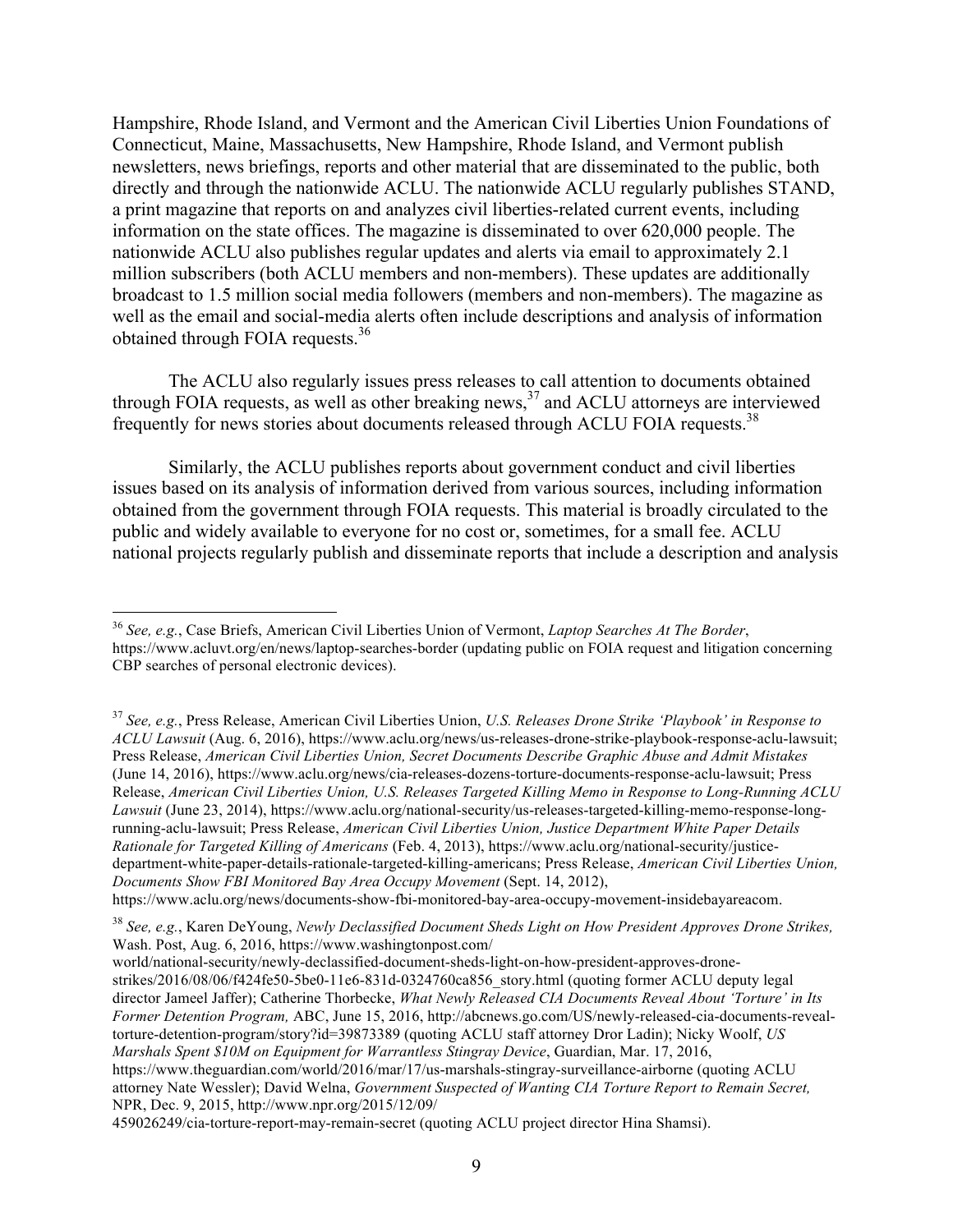Hampshire, Rhode Island, and Vermont and the American Civil Liberties Union Foundations of Connecticut, Maine, Massachusetts, New Hampshire, Rhode Island, and Vermont publish newsletters, news briefings, reports and other material that are disseminated to the public, both directly and through the nationwide ACLU. The nationwide ACLU regularly publishes STAND, a print magazine that reports on and analyzes civil liberties-related current events, including information on the state offices. The magazine is disseminated to over 620,000 people. The nationwide ACLU also publishes regular updates and alerts via email to approximately 2.1 million subscribers (both ACLU members and non-members). These updates are additionally broadcast to 1.5 million social media followers (members and non-members). The magazine as well as the email and social-media alerts often include descriptions and analysis of information obtained through FOIA requests.[36]

The ACLU also regularly issues press releases to call attention to documents obtained through FOIA requests, as well as other breaking news,[37] and ACLU attorneys are interviewed frequently for news stories about documents released through ACLU FOIA requests.[38]

Similarly, the ACLU publishes reports about government conduct and civil liberties issues based on its analysis of information derived from various sources, including information obtained from the government through FOIA requests. This material is broadly circulated to the public and widely available to everyone for no cost or, sometimes, for a small fee. ACLU national projects regularly publish and disseminate reports that include a description and analysis

---

[36] *See, e.g.*, Case Briefs, American Civil Liberties Union of Vermont, *Laptop Searches At The Border*, https://www.acluvt.org/en/news/laptop-searches-border (updating public on FOIA request and litigation concerning CBP searches of personal electronic devices).

[37] *See, e.g.*, Press Release, American Civil Liberties Union, *U.S. Releases Drone Strike 'Playbook' in Response to ACLU Lawsuit* (Aug. 6, 2016), https://www.aclu.org/news/us-releases-drone-strike-playbook-response-aclu-lawsuit; Press Release, *American Civil Liberties Union, Secret Documents Describe Graphic Abuse and Admit Mistakes* (June 14, 2016), https://www.aclu.org/news/cia-releases-dozens-torture-documents-response-aclu-lawsuit; Press Release, *American Civil Liberties Union, U.S. Releases Targeted Killing Memo in Response to Long-Running ACLU Lawsuit* (June 23, 2014), https://www.aclu.org/national-security/us-releases-targeted-killing-memo-response-long-running-aclu-lawsuit; Press Release, *American Civil Liberties Union, Justice Department White Paper Details Rationale for Targeted Killing of Americans* (Feb. 4, 2013), https://www.aclu.org/national-security/justice-department-white-paper-details-rationale-targeted-killing-americans; Press Release, *American Civil Liberties Union, Documents Show FBI Monitored Bay Area Occupy Movement* (Sept. 14, 2012), https://www.aclu.org/news/documents-show-fbi-monitored-bay-area-occupy-movement-insidebayareacom.

[38] *See, e.g.*, Karen DeYoung, *Newly Declassified Document Sheds Light on How President Approves Drone Strikes,* Wash. Post, Aug. 6, 2016, https://www.washingtonpost.com/world/national-security/newly-declassified-document-sheds-light-on-how-president-approves-drone-strikes/2016/08/06/f424fe50-5be0-11e6-831d-0324760ca856_story.html (quoting former ACLU deputy legal director Jameel Jaffer); Catherine Thorbecke, *What Newly Released CIA Documents Reveal About 'Torture' in Its Former Detention Program,* ABC, June 15, 2016, http://abcnews.go.com/US/newly-released-cia-documents-reveal-torture-detention-program/story?id=39873389 (quoting ACLU staff attorney Dror Ladin); Nicky Woolf, *US Marshals Spent $10M on Equipment for Warrantless Stingray Device*, Guardian, Mar. 17, 2016, https://www.theguardian.com/world/2016/mar/17/us-marshals-stingray-surveillance-airborne (quoting ACLU attorney Nate Wessler); David Welna, *Government Suspected of Wanting CIA Torture Report to Remain Secret,* NPR, Dec. 9, 2015, http://www.npr.org/2015/12/09/459026249/cia-torture-report-may-remain-secret (quoting ACLU project director Hina Shamsi).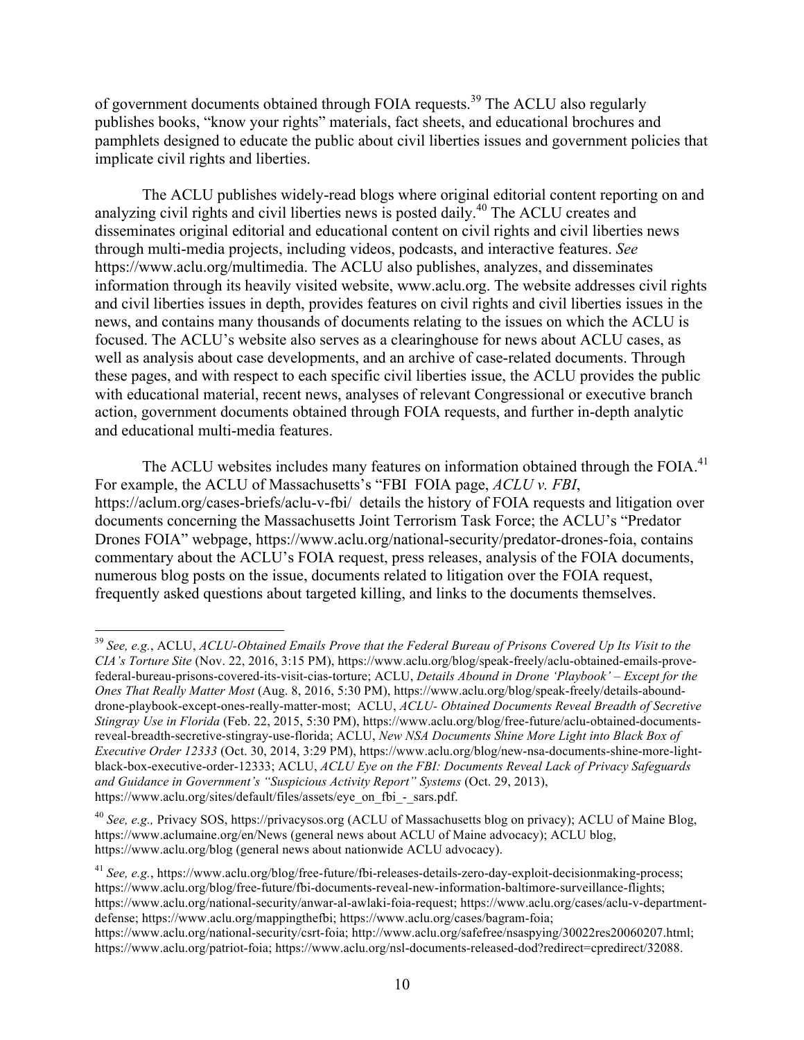of government documents obtained through FOIA requests.[39] The ACLU also regularly publishes books, "know your rights" materials, fact sheets, and educational brochures and pamphlets designed to educate the public about civil liberties issues and government policies that implicate civil rights and liberties.

The ACLU publishes widely-read blogs where original editorial content reporting on and analyzing civil rights and civil liberties news is posted daily.[40] The ACLU creates and disseminates original editorial and educational content on civil rights and civil liberties news through multi-media projects, including videos, podcasts, and interactive features. *See* https://www.aclu.org/multimedia. The ACLU also publishes, analyzes, and disseminates information through its heavily visited website, www.aclu.org. The website addresses civil rights and civil liberties issues in depth, provides features on civil rights and civil liberties issues in the news, and contains many thousands of documents relating to the issues on which the ACLU is focused. The ACLU's website also serves as a clearinghouse for news about ACLU cases, as well as analysis about case developments, and an archive of case-related documents. Through these pages, and with respect to each specific civil liberties issue, the ACLU provides the public with educational material, recent news, analyses of relevant Congressional or executive branch action, government documents obtained through FOIA requests, and further in-depth analytic and educational multi-media features.

The ACLU websites includes many features on information obtained through the FOIA.[41] For example, the ACLU of Massachusetts's "FBI FOIA page, *ACLU v. FBI*, https://aclum.org/cases-briefs/aclu-v-fbi/ details the history of FOIA requests and litigation over documents concerning the Massachusetts Joint Terrorism Task Force; the ACLU's "Predator Drones FOIA" webpage, https://www.aclu.org/national-security/predator-drones-foia, contains commentary about the ACLU's FOIA request, press releases, analysis of the FOIA documents, numerous blog posts on the issue, documents related to litigation over the FOIA request, frequently asked questions about targeted killing, and links to the documents themselves.

---

[39] *See, e.g.*, ACLU, *ACLU-Obtained Emails Prove that the Federal Bureau of Prisons Covered Up Its Visit to the CIA's Torture Site* (Nov. 22, 2016, 3:15 PM), https://www.aclu.org/blog/speak-freely/aclu-obtained-emails-prove-federal-bureau-prisons-covered-its-visit-cias-torture; ACLU, *Details Abound in Drone 'Playbook' – Except for the Ones That Really Matter Most* (Aug. 8, 2016, 5:30 PM), https://www.aclu.org/blog/speak-freely/details-abound-drone-playbook-except-ones-really-matter-most; ACLU, *ACLU- Obtained Documents Reveal Breadth of Secretive Stingray Use in Florida* (Feb. 22, 2015, 5:30 PM), https://www.aclu.org/blog/free-future/aclu-obtained-documents-reveal-breadth-secretive-stingray-use-florida; ACLU, *New NSA Documents Shine More Light into Black Box of Executive Order 12333* (Oct. 30, 2014, 3:29 PM), https://www.aclu.org/blog/new-nsa-documents-shine-more-light-black-box-executive-order-12333; ACLU, *ACLU Eye on the FBI: Documents Reveal Lack of Privacy Safeguards and Guidance in Government's "Suspicious Activity Report" Systems* (Oct. 29, 2013), https://www.aclu.org/sites/default/files/assets/eye_on_fbi_-_sars.pdf.

[40] *See, e.g.,* Privacy SOS, https://privacysos.org (ACLU of Massachusetts blog on privacy); ACLU of Maine Blog, https://www.aclumaine.org/en/News (general news about ACLU of Maine advocacy); ACLU blog, https://www.aclu.org/blog (general news about nationwide ACLU advocacy).

[41] *See, e.g.*, https://www.aclu.org/blog/free-future/fbi-releases-details-zero-day-exploit-decisionmaking-process; https://www.aclu.org/blog/free-future/fbi-documents-reveal-new-information-baltimore-surveillance-flights; https://www.aclu.org/national-security/anwar-al-awlaki-foia-request; https://www.aclu.org/cases/aclu-v-department-defense; https://www.aclu.org/mappingthefbi; https://www.aclu.org/cases/bagram-foia; https://www.aclu.org/national-security/csrt-foia; http://www.aclu.org/safefree/nsaspying/30022res20060207.html; https://www.aclu.org/patriot-foia; https://www.aclu.org/nsl-documents-released-dod?redirect=cpredirect/32088.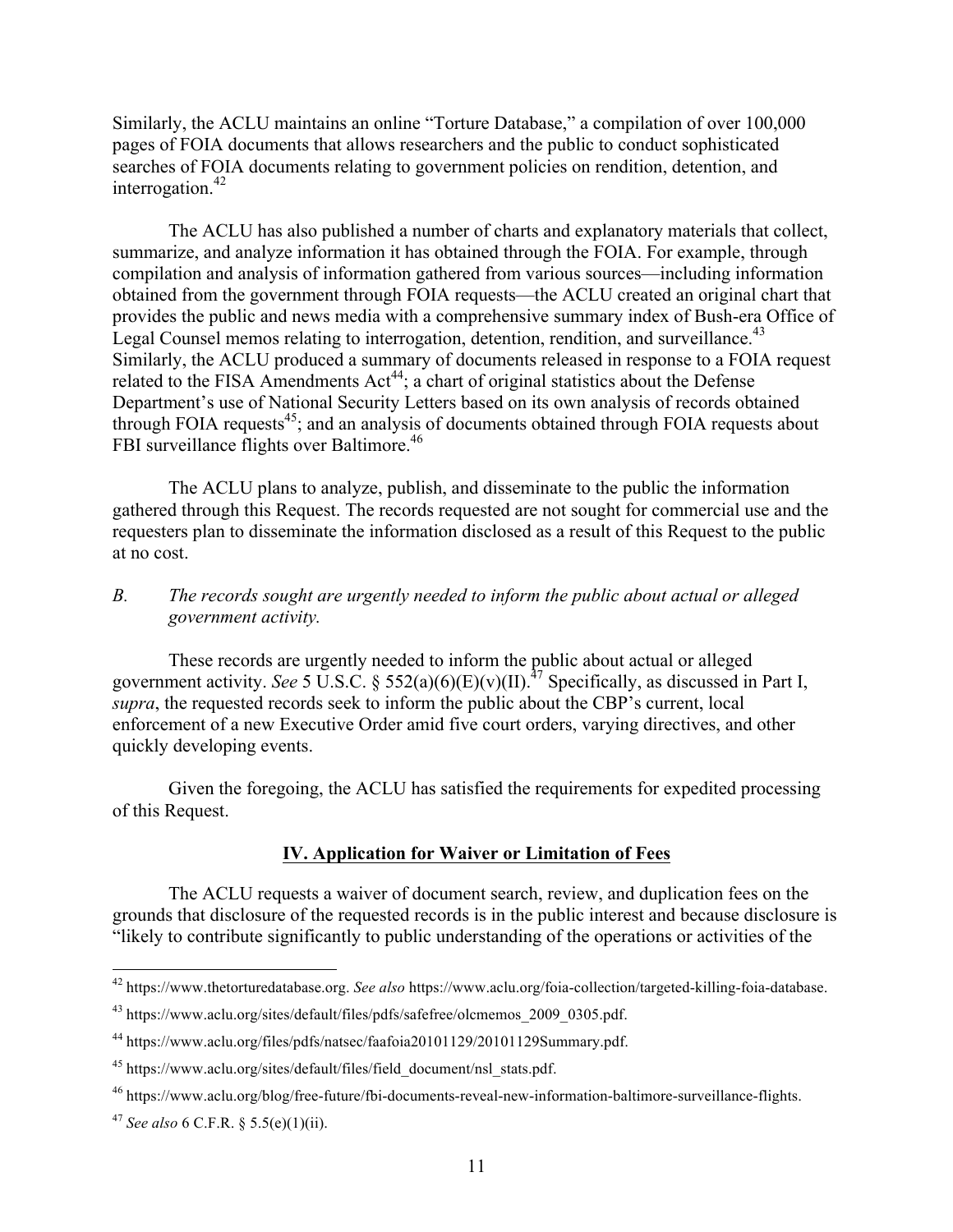Similarly, the ACLU maintains an online "Torture Database," a compilation of over 100,000 pages of FOIA documents that allows researchers and the public to conduct sophisticated searches of FOIA documents relating to government policies on rendition, detention, and interrogation.[42]

The ACLU has also published a number of charts and explanatory materials that collect, summarize, and analyze information it has obtained through the FOIA. For example, through compilation and analysis of information gathered from various sources—including information obtained from the government through FOIA requests—the ACLU created an original chart that provides the public and news media with a comprehensive summary index of Bush-era Office of Legal Counsel memos relating to interrogation, detention, rendition, and surveillance.[43] Similarly, the ACLU produced a summary of documents released in response to a FOIA request related to the FISA Amendments Act[44]; a chart of original statistics about the Defense Department's use of National Security Letters based on its own analysis of records obtained through FOIA requests[45]; and an analysis of documents obtained through FOIA requests about FBI surveillance flights over Baltimore.[46]

The ACLU plans to analyze, publish, and disseminate to the public the information gathered through this Request. The records requested are not sought for commercial use and the requesters plan to disseminate the information disclosed as a result of this Request to the public at no cost.

*B. The records sought are urgently needed to inform the public about actual or alleged government activity.*

These records are urgently needed to inform the public about actual or alleged government activity. *See* 5 U.S.C. § 552(a)(6)(E)(v)(II).[47] Specifically, as discussed in Part I, *supra*, the requested records seek to inform the public about the CBP's current, local enforcement of a new Executive Order amid five court orders, varying directives, and other quickly developing events.

Given the foregoing, the ACLU has satisfied the requirements for expedited processing of this Request.

## IV. Application for Waiver or Limitation of Fees

The ACLU requests a waiver of document search, review, and duplication fees on the grounds that disclosure of the requested records is in the public interest and because disclosure is "likely to contribute significantly to public understanding of the operations or activities of the

---

[42] https://www.thetorturedatabase.org. *See also* https://www.aclu.org/foia-collection/targeted-killing-foia-database.

[43] https://www.aclu.org/sites/default/files/pdfs/safefree/olcmemos_2009_0305.pdf.

[44] https://www.aclu.org/files/pdfs/natsec/faafoia20101129/20101129Summary.pdf.

[45] https://www.aclu.org/sites/default/files/field_document/nsl_stats.pdf.

[46] https://www.aclu.org/blog/free-future/fbi-documents-reveal-new-information-baltimore-surveillance-flights.

[47] *See also* 6 C.F.R. § 5.5(e)(1)(ii).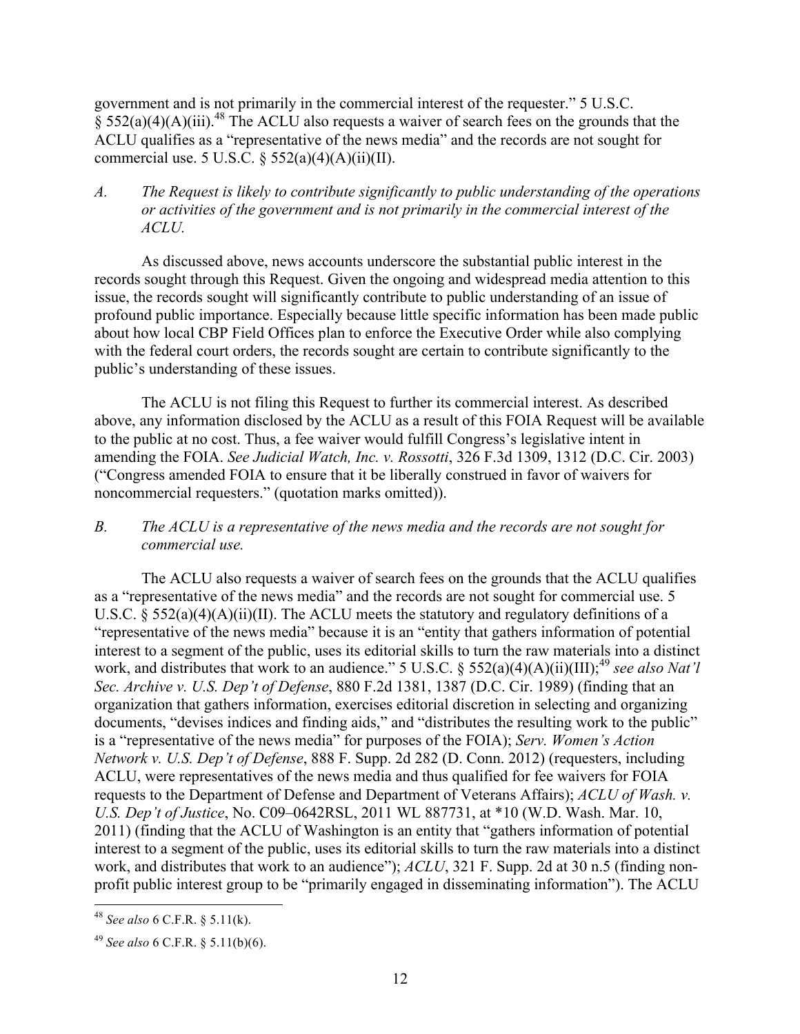government and is not primarily in the commercial interest of the requester." 5 U.S.C. § 552(a)(4)(A)(iii).[48] The ACLU also requests a waiver of search fees on the grounds that the ACLU qualifies as a "representative of the news media" and the records are not sought for commercial use. 5 U.S.C. § 552(a)(4)(A)(ii)(II).

*A. The Request is likely to contribute significantly to public understanding of the operations or activities of the government and is not primarily in the commercial interest of the ACLU.*

As discussed above, news accounts underscore the substantial public interest in the records sought through this Request. Given the ongoing and widespread media attention to this issue, the records sought will significantly contribute to public understanding of an issue of profound public importance. Especially because little specific information has been made public about how local CBP Field Offices plan to enforce the Executive Order while also complying with the federal court orders, the records sought are certain to contribute significantly to the public's understanding of these issues.

The ACLU is not filing this Request to further its commercial interest. As described above, any information disclosed by the ACLU as a result of this FOIA Request will be available to the public at no cost. Thus, a fee waiver would fulfill Congress's legislative intent in amending the FOIA. *See Judicial Watch, Inc. v. Rossotti*, 326 F.3d 1309, 1312 (D.C. Cir. 2003) ("Congress amended FOIA to ensure that it be liberally construed in favor of waivers for noncommercial requesters." (quotation marks omitted)).

*B. The ACLU is a representative of the news media and the records are not sought for commercial use.*

The ACLU also requests a waiver of search fees on the grounds that the ACLU qualifies as a "representative of the news media" and the records are not sought for commercial use. 5 U.S.C. § 552(a)(4)(A)(ii)(II). The ACLU meets the statutory and regulatory definitions of a "representative of the news media" because it is an "entity that gathers information of potential interest to a segment of the public, uses its editorial skills to turn the raw materials into a distinct work, and distributes that work to an audience." 5 U.S.C. § 552(a)(4)(A)(ii)(III);[49] *see also Nat'l Sec. Archive v. U.S. Dep't of Defense*, 880 F.2d 1381, 1387 (D.C. Cir. 1989) (finding that an organization that gathers information, exercises editorial discretion in selecting and organizing documents, "devises indices and finding aids," and "distributes the resulting work to the public" is a "representative of the news media" for purposes of the FOIA); *Serv. Women's Action Network v. U.S. Dep't of Defense*, 888 F. Supp. 2d 282 (D. Conn. 2012) (requesters, including ACLU, were representatives of the news media and thus qualified for fee waivers for FOIA requests to the Department of Defense and Department of Veterans Affairs); *ACLU of Wash. v. U.S. Dep't of Justice*, No. C09–0642RSL, 2011 WL 887731, at *10 (W.D. Wash. Mar. 10, 2011) (finding that the ACLU of Washington is an entity that "gathers information of potential interest to a segment of the public, uses its editorial skills to turn the raw materials into a distinct work, and distributes that work to an audience"); *ACLU*, 321 F. Supp. 2d at 30 n.5 (finding non-profit public interest group to be "primarily engaged in disseminating information"). The ACLU

---

[48] *See also* 6 C.F.R. § 5.11(k).

[49] *See also* 6 C.F.R. § 5.11(b)(6).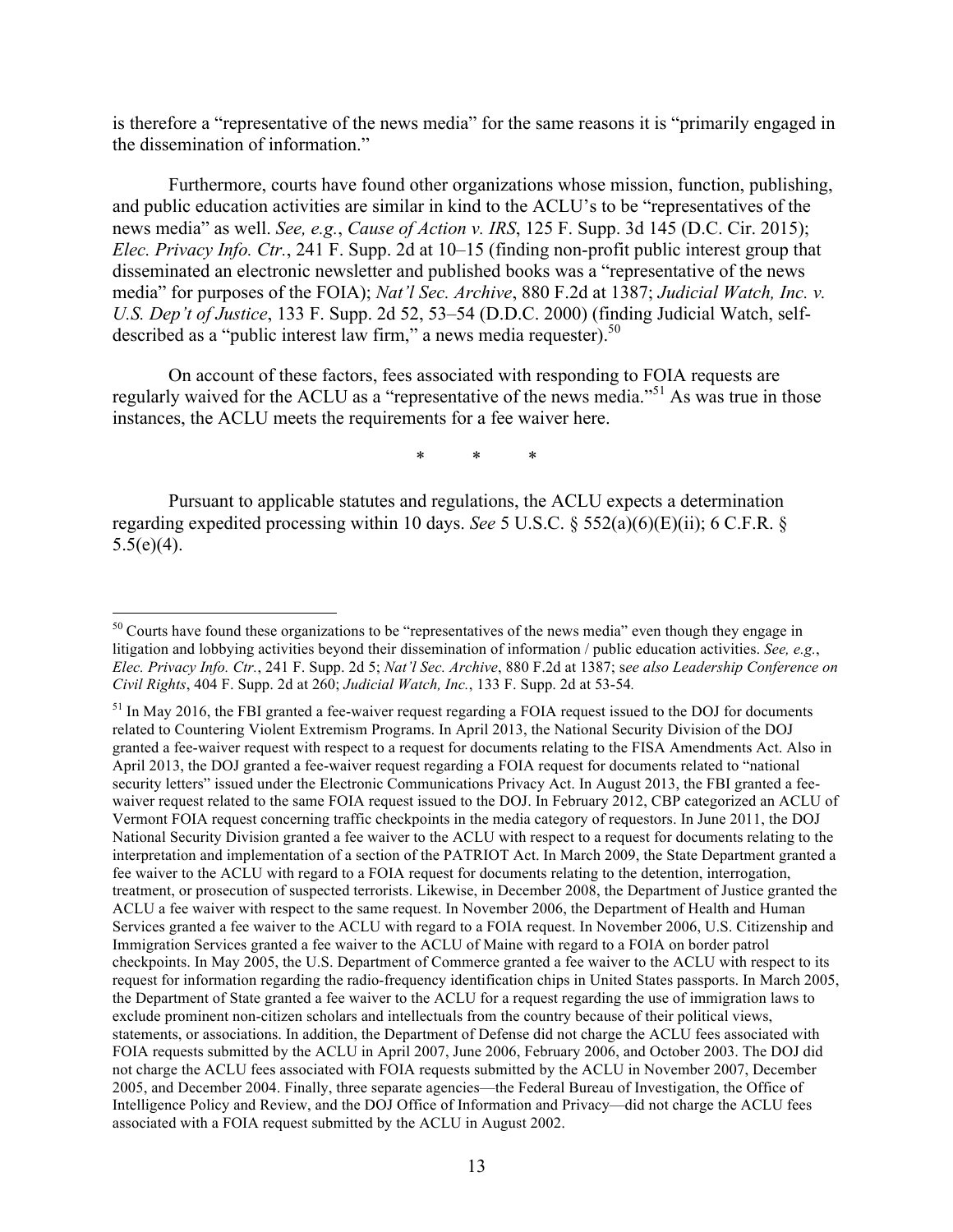is therefore a "representative of the news media" for the same reasons it is "primarily engaged in the dissemination of information."

Furthermore, courts have found other organizations whose mission, function, publishing, and public education activities are similar in kind to the ACLU's to be "representatives of the news media" as well. *See, e.g.*, *Cause of Action v. IRS*, 125 F. Supp. 3d 145 (D.C. Cir. 2015); *Elec. Privacy Info. Ctr.*, 241 F. Supp. 2d at 10–15 (finding non-profit public interest group that disseminated an electronic newsletter and published books was a "representative of the news media" for purposes of the FOIA); *Nat'l Sec. Archive*, 880 F.2d at 1387; *Judicial Watch, Inc. v. U.S. Dep't of Justice*, 133 F. Supp. 2d 52, 53–54 (D.D.C. 2000) (finding Judicial Watch, self-described as a "public interest law firm," a news media requester).[50]

On account of these factors, fees associated with responding to FOIA requests are regularly waived for the ACLU as a "representative of the news media."[51] As was true in those instances, the ACLU meets the requirements for a fee waiver here.

\* \* \*

Pursuant to applicable statutes and regulations, the ACLU expects a determination regarding expedited processing within 10 days. *See* 5 U.S.C. § 552(a)(6)(E)(ii); 6 C.F.R. § 5.5(e)(4).

---

[50] Courts have found these organizations to be "representatives of the news media" even though they engage in litigation and lobbying activities beyond their dissemination of information / public education activities. *See, e.g.*, *Elec. Privacy Info. Ctr.*, 241 F. Supp. 2d 5; *Nat'l Sec. Archive*, 880 F.2d at 1387; s*ee also Leadership Conference on Civil Rights*, 404 F. Supp. 2d at 260; *Judicial Watch, Inc.*, 133 F. Supp. 2d at 53-54.

[51] In May 2016, the FBI granted a fee-waiver request regarding a FOIA request issued to the DOJ for documents related to Countering Violent Extremism Programs. In April 2013, the National Security Division of the DOJ granted a fee-waiver request with respect to a request for documents relating to the FISA Amendments Act. Also in April 2013, the DOJ granted a fee-waiver request regarding a FOIA request for documents related to "national security letters" issued under the Electronic Communications Privacy Act. In August 2013, the FBI granted a fee-waiver request related to the same FOIA request issued to the DOJ. In February 2012, CBP categorized an ACLU of Vermont FOIA request concerning traffic checkpoints in the media category of requestors. In June 2011, the DOJ National Security Division granted a fee waiver to the ACLU with respect to a request for documents relating to the interpretation and implementation of a section of the PATRIOT Act. In March 2009, the State Department granted a fee waiver to the ACLU with regard to a FOIA request for documents relating to the detention, interrogation, treatment, or prosecution of suspected terrorists. Likewise, in December 2008, the Department of Justice granted the ACLU a fee waiver with respect to the same request. In November 2006, the Department of Health and Human Services granted a fee waiver to the ACLU with regard to a FOIA request. In November 2006, U.S. Citizenship and Immigration Services granted a fee waiver to the ACLU of Maine with regard to a FOIA on border patrol checkpoints. In May 2005, the U.S. Department of Commerce granted a fee waiver to the ACLU with respect to its request for information regarding the radio-frequency identification chips in United States passports. In March 2005, the Department of State granted a fee waiver to the ACLU for a request regarding the use of immigration laws to exclude prominent non-citizen scholars and intellectuals from the country because of their political views, statements, or associations. In addition, the Department of Defense did not charge the ACLU fees associated with FOIA requests submitted by the ACLU in April 2007, June 2006, February 2006, and October 2003. The DOJ did not charge the ACLU fees associated with FOIA requests submitted by the ACLU in November 2007, December 2005, and December 2004. Finally, three separate agencies—the Federal Bureau of Investigation, the Office of Intelligence Policy and Review, and the DOJ Office of Information and Privacy—did not charge the ACLU fees associated with a FOIA request submitted by the ACLU in August 2002.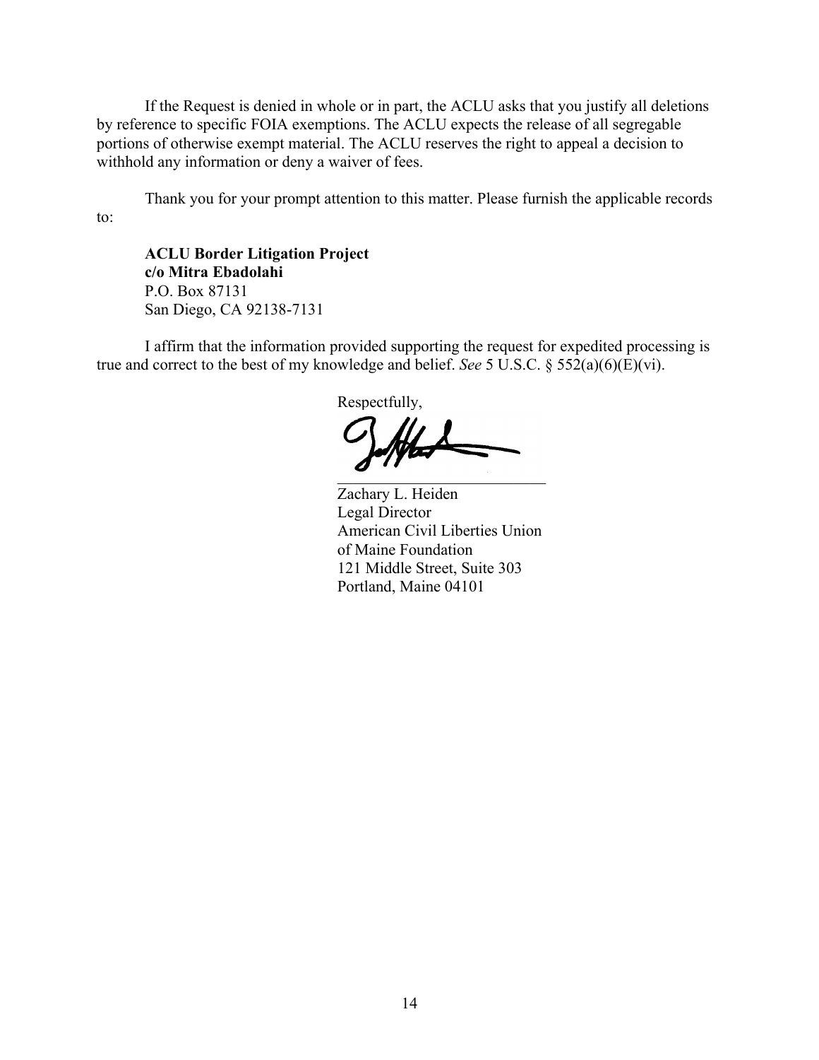If the Request is denied in whole or in part, the ACLU asks that you justify all deletions by reference to specific FOIA exemptions. The ACLU expects the release of all segregable portions of otherwise exempt material. The ACLU reserves the right to appeal a decision to withhold any information or deny a waiver of fees.

Thank you for your prompt attention to this matter. Please furnish the applicable records to:

**ACLU Border Litigation Project**  
**c/o Mitra Ebadolahi**  
P.O. Box 87131  
San Diego, CA 92138-7131

I affirm that the information provided supporting the request for expedited processing is true and correct to the best of my knowledge and belief. *See* 5 U.S.C. § 552(a)(6)(E)(vi).

Respectfully,

\_\_\_\_\_\_\_\_\_\_\_\_\_\_\_\_\_\_\_\_\_\_\_\_\_\_\_\_  
Zachary L. Heiden  
Legal Director  
American Civil Liberties Union  
of Maine Foundation  
121 Middle Street, Suite 303  
Portland, Maine 04101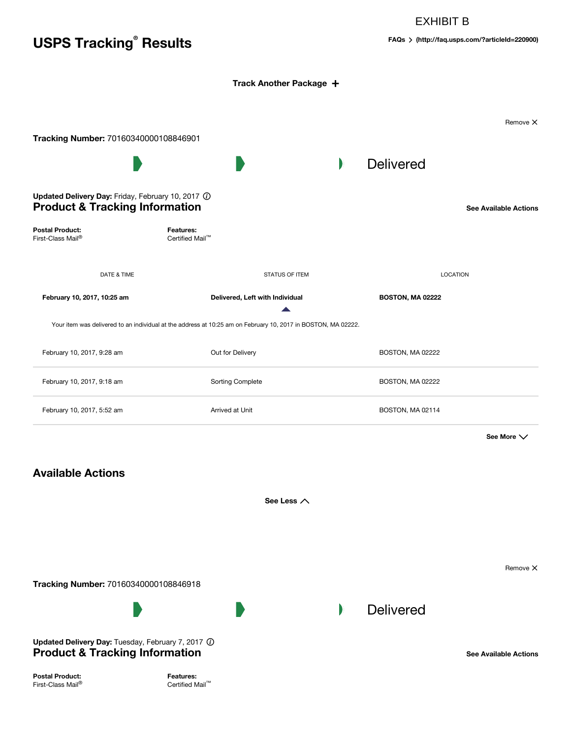EXHIBIT B

# USPS Tracking® Results

FAQs > (http://faq.usps.com/?articleId=220900)

Track Another Package +

Remove ×

**Tracking Number:** 70160340000108846901

Delivered

**Updated Delivery Day:** Friday, February 10, 2017

## Product & Tracking Information

See Available Actions

**Postal Product:**
First-Class Mail®

**Features:**
Certified Mail™

| DATE & TIME | STATUS OF ITEM | LOCATION |
|---|---|---|
| **February 10, 2017, 10:25 am** | **Delivered, Left with Individual** | **BOSTON, MA 02222** |

Your item was delivered to an individual at the address at 10:25 am on February 10, 2017 in BOSTON, MA 02222.

| DATE & TIME | STATUS OF ITEM | LOCATION |
|---|---|---|
| February 10, 2017, 9:28 am | Out for Delivery | BOSTON, MA 02222 |
| February 10, 2017, 9:18 am | Sorting Complete | BOSTON, MA 02222 |
| February 10, 2017, 5:52 am | Arrived at Unit | BOSTON, MA 02114 |

See More

## Available Actions

See Less

Remove ×

**Tracking Number:** 70160340000108846918

Delivered

**Updated Delivery Day:** Tuesday, February 7, 2017

## Product & Tracking Information

See Available Actions

**Postal Product:**
First-Class Mail®

**Features:**
Certified Mail™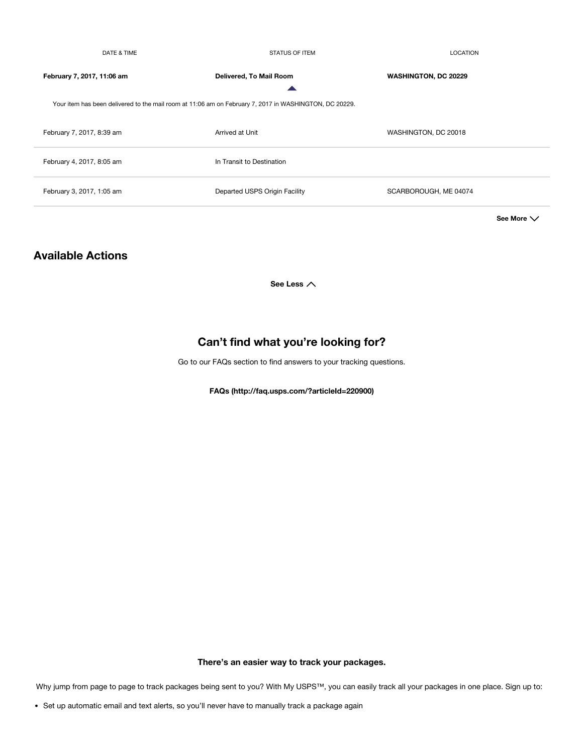| DATE & TIME | STATUS OF ITEM | LOCATION |
| --- | --- | --- |
| **February 7, 2017, 11:06 am** | **Delivered, To Mail Room** | **WASHINGTON, DC 20229** |
| Your item has been delivered to the mail room at 11:06 am on February 7, 2017 in WASHINGTON, DC 20229. | | |
| February 7, 2017, 8:39 am | Arrived at Unit | WASHINGTON, DC 20018 |
| February 4, 2017, 8:05 am | In Transit to Destination | |
| February 3, 2017, 1:05 am | Departed USPS Origin Facility | SCARBOROUGH, ME 04074 |

**See More**

## Available Actions

**See Less**

## Can't find what you're looking for?

Go to our FAQs section to find answers to your tracking questions.

**FAQs (http://faq.usps.com/?articleId=220900)**

**There's an easier way to track your packages.**

Why jump from page to page to track packages being sent to you? With My USPS™, you can easily track all your packages in one place. Sign up to:

- Set up automatic email and text alerts, so you'll never have to manually track a package again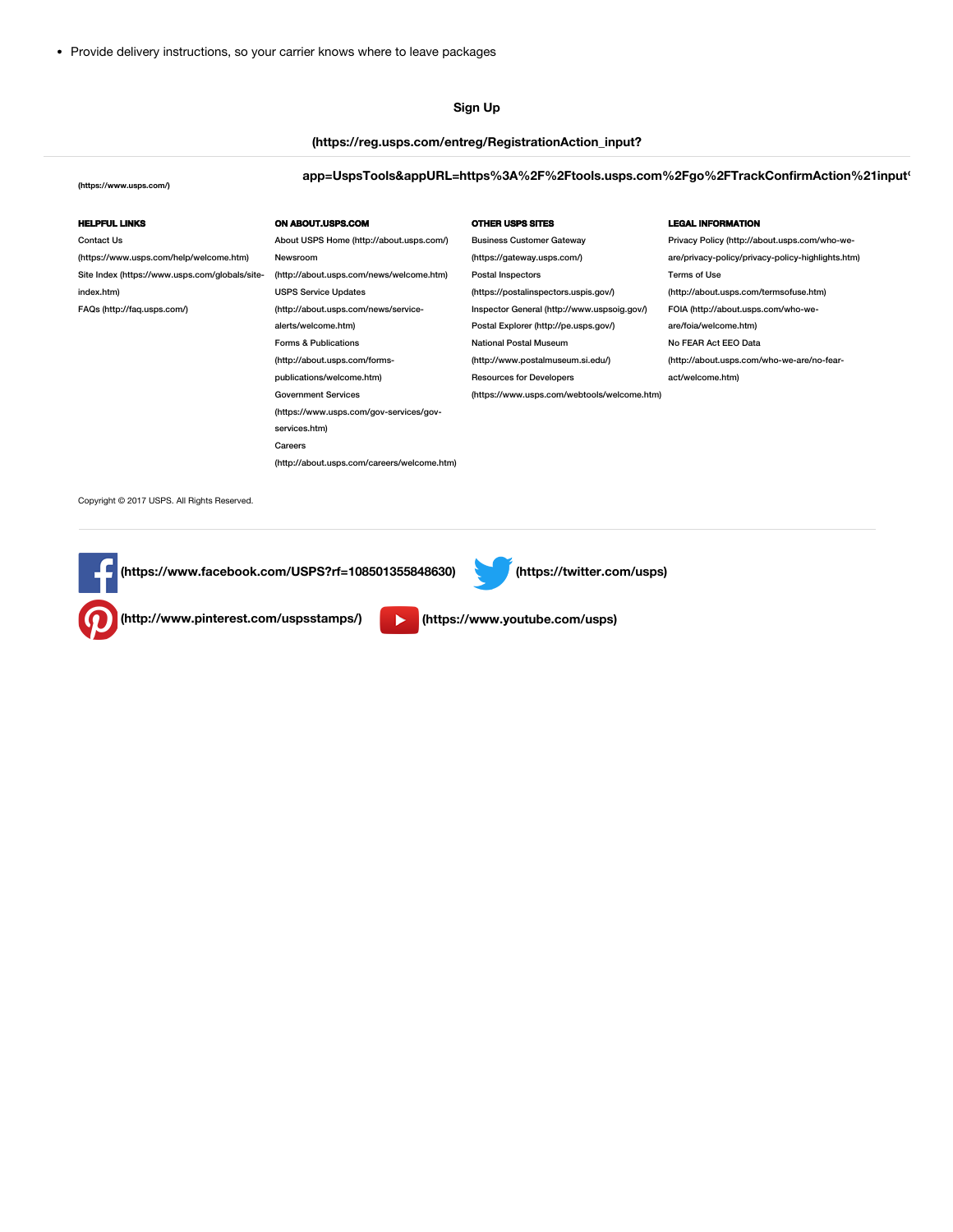- Provide delivery instructions, so your carrier knows where to leave packages

**Sign Up**

**(https://reg.usps.com/entreg/RegistrationAction_input?**

**app=UspsTools&appURL=https%3A%2F%2Ftools.usps.com%2Fgo%2FTrackConfirmAction%21input**

(https://www.usps.com/)

**HELPFUL LINKS**

Contact Us (https://www.usps.com/help/welcome.htm)

Site Index (https://www.usps.com/globals/site-index.htm)

FAQs (http://faq.usps.com/)

**ON ABOUT.USPS.COM**

About USPS Home (http://about.usps.com/)

Newsroom (http://about.usps.com/news/welcome.htm)

USPS Service Updates (http://about.usps.com/news/service-alerts/welcome.htm)

Forms & Publications (http://about.usps.com/forms-publications/welcome.htm)

Government Services (https://www.usps.com/gov-services/gov-services.htm)

Careers (http://about.usps.com/careers/welcome.htm)

**OTHER USPS SITES**

Business Customer Gateway (https://gateway.usps.com/)

Postal Inspectors (https://postalinspectors.uspis.gov/)

Inspector General (http://www.uspsoig.gov/)

Postal Explorer (http://pe.usps.gov/)

National Postal Museum (http://www.postalmuseum.si.edu/)

Resources for Developers (https://www.usps.com/webtools/welcome.htm)

**LEGAL INFORMATION**

Privacy Policy (http://about.usps.com/who-we-are/privacy-policy/privacy-policy-highlights.htm)

Terms of Use (http://about.usps.com/termsofuse.htm)

FOIA (http://about.usps.com/who-we-are/foia/welcome.htm)

No FEAR Act EEO Data (http://about.usps.com/who-we-are/no-fear-act/welcome.htm)

Copyright © 2017 USPS. All Rights Reserved.

**(https://www.facebook.com/USPS?rf=108501355848630)** **(https://twitter.com/usps)**

**(http://www.pinterest.com/uspsstamps/)** **(https://www.youtube.com/usps)**